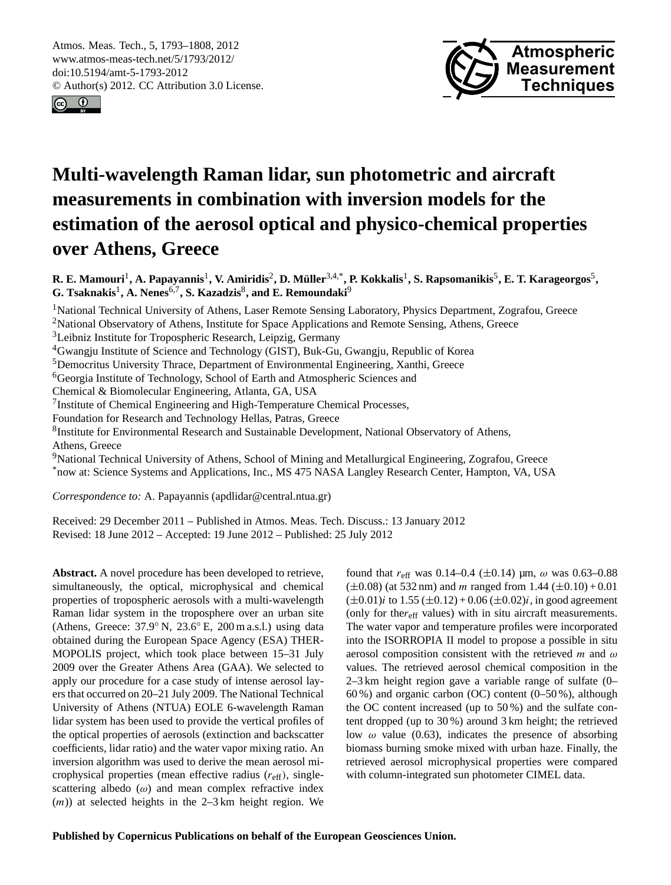# Multi-wavelength Raman lidar, sun photometric and aircraft measurements in combination with inversion models for the estimation of the aerosol optical and physico-chemical properties over Athens, Greece

**R. E. Mamouri[1], A. Papayannis[1], V. Amiridis[2], D. Müller[3,4,*], P. Kokkalis[1], S. Rapsomanikis[5], E. T. Karageorgos[5], G. Tsaknakis[1], A. Nenes[6,7], S. Kazadzis[8], and E. Remoundaki[9]**

[1]National Technical University of Athens, Laser Remote Sensing Laboratory, Physics Department, Zografou, Greece
[2]National Observatory of Athens, Institute for Space Applications and Remote Sensing, Athens, Greece
[3]Leibniz Institute for Tropospheric Research, Leipzig, Germany
[4]Gwangju Institute of Science and Technology (GIST), Buk-Gu, Gwangju, Republic of Korea
[5]Democritus University Thrace, Department of Environmental Engineering, Xanthi, Greece
[6]Georgia Institute of Technology, School of Earth and Atmospheric Sciences and Chemical & Biomolecular Engineering, Atlanta, GA, USA
[7]Institute of Chemical Engineering and High-Temperature Chemical Processes, Foundation for Research and Technology Hellas, Patras, Greece
[8]Institute for Environmental Research and Sustainable Development, National Observatory of Athens, Athens, Greece
[9]National Technical University of Athens, School of Mining and Metallurgical Engineering, Zografou, Greece
[*]now at: Science Systems and Applications, Inc., MS 475 NASA Langley Research Center, Hampton, VA, USA

*Correspondence to:* A. Papayannis (apdlidar@central.ntua.gr)

Received: 29 December 2011 – Published in Atmos. Meas. Tech. Discuss.: 13 January 2012
Revised: 18 June 2012 – Accepted: 19 June 2012 – Published: 25 July 2012

**Abstract.** A novel procedure has been developed to retrieve, simultaneously, the optical, microphysical and chemical properties of tropospheric aerosols with a multi-wavelength Raman lidar system in the troposphere over an urban site (Athens, Greece: 37.9° N, 23.6° E, 200 m a.s.l.) using data obtained during the European Space Agency (ESA) THERMOPOLIS project, which took place between 15–31 July 2009 over the Greater Athens Area (GAA). We selected to apply our procedure for a case study of intense aerosol layers that occurred on 20–21 July 2009. The National Technical University of Athens (NTUA) EOLE 6-wavelength Raman lidar system has been used to provide the vertical profiles of the optical properties of aerosols (extinction and backscatter coefficients, lidar ratio) and the water vapor mixing ratio. An inversion algorithm was used to derive the mean aerosol microphysical properties (mean effective radius ($r_{\text{eff}}$), single-scattering albedo ($\omega$) and mean complex refractive index ($m$)) at selected heights in the 2–3 km height region. We found that $r_{\text{eff}}$ was 0.14–0.4 ($\pm$0.14) µm, $\omega$ was 0.63–0.88 ($\pm$0.08) (at 532 nm) and $m$ ranged from 1.44 ($\pm$0.10) + 0.01 ($\pm$0.01)$i$ to 1.55 ($\pm$0.12) + 0.06 ($\pm$0.02)$i$, in good agreement (only for the $r_{\text{eff}}$ values) with in situ aircraft measurements. The water vapor and temperature profiles were incorporated into the ISORROPIA II model to propose a possible in situ aerosol composition consistent with the retrieved $m$ and $\omega$ values. The retrieved aerosol chemical composition in the 2–3 km height region gave a variable range of sulfate (0–60 %) and organic carbon (OC) content (0–50 %), although the OC content increased (up to 50 %) and the sulfate content dropped (up to 30 %) around 3 km height; the retrieved low $\omega$ value (0.63), indicates the presence of absorbing biomass burning smoke mixed with urban haze. Finally, the retrieved aerosol microphysical properties were compared with column-integrated sun photometer CIMEL data.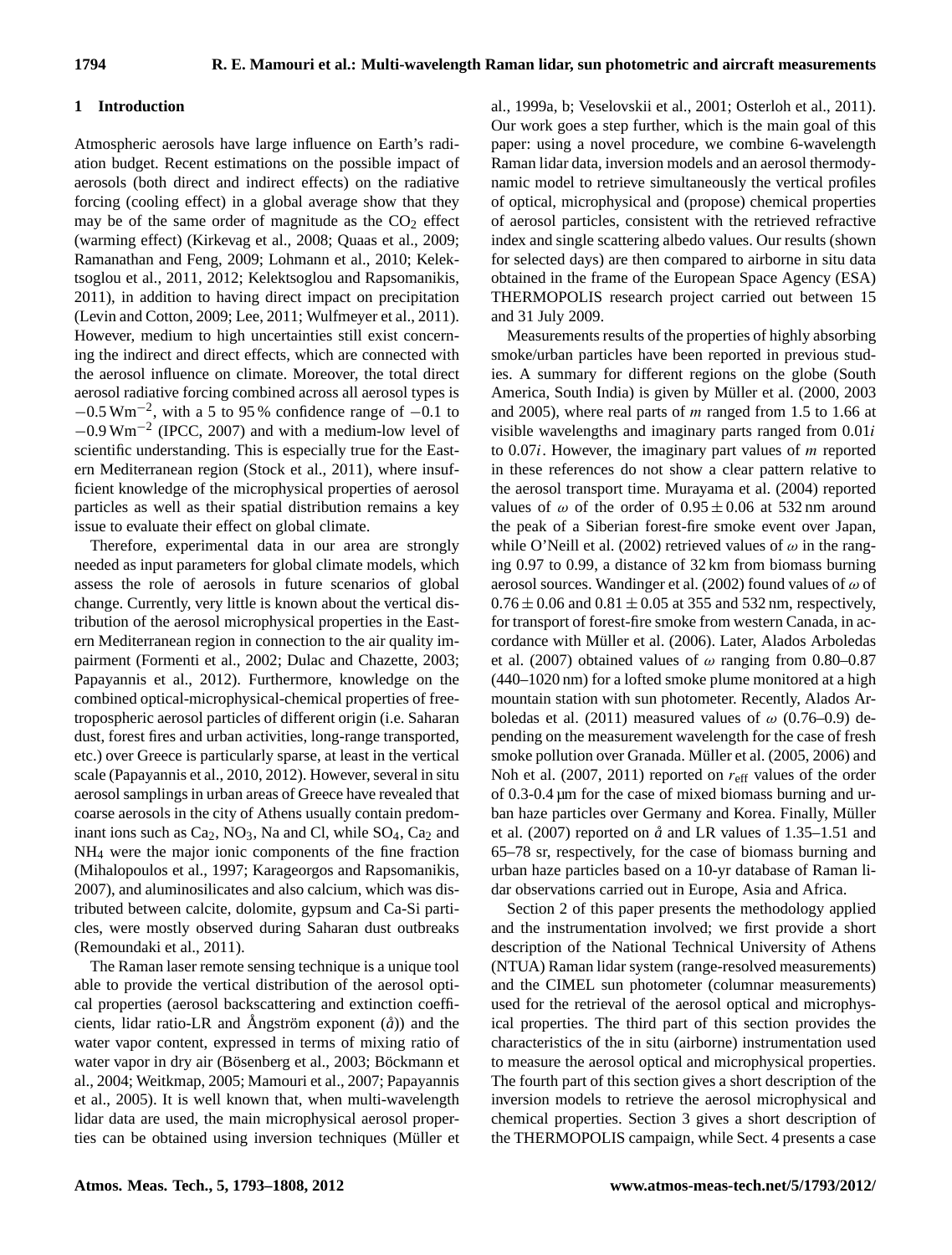## 1 Introduction

Atmospheric aerosols have large influence on Earth's radiation budget. Recent estimations on the possible impact of aerosols (both direct and indirect effects) on the radiative forcing (cooling effect) in a global average show that they may be of the same order of magnitude as the $CO_2$ effect (warming effect) (Kirkevag et al., 2008; Quaas et al., 2009; Ramanathan and Feng, 2009; Lohmann et al., 2010; Kelektsoglou et al., 2011, 2012; Kelektsoglou and Rapsomanikis, 2011), in addition to having direct impact on precipitation (Levin and Cotton, 2009; Lee, 2011; Wulfmeyer et al., 2011). However, medium to high uncertainties still exist concerning the indirect and direct effects, which are connected with the aerosol influence on climate. Moreover, the total direct aerosol radiative forcing combined across all aerosol types is $-0.5\,\mathrm{W\,m^{-2}}$, with a 5 to 95 % confidence range of $-0.1$ to $-0.9\,\mathrm{W\,m^{-2}}$ (IPCC, 2007) and with a medium-low level of scientific understanding. This is especially true for the Eastern Mediterranean region (Stock et al., 2011), where insufficient knowledge of the microphysical properties of aerosol particles as well as their spatial distribution remains a key issue to evaluate their effect on global climate.

Therefore, experimental data in our area are strongly needed as input parameters for global climate models, which assess the role of aerosols in future scenarios of global change. Currently, very little is known about the vertical distribution of the aerosol microphysical properties in the Eastern Mediterranean region in connection to the air quality impairment (Formenti et al., 2002; Dulac and Chazette, 2003; Papayannis et al., 2012). Furthermore, knowledge on the combined optical-microphysical-chemical properties of free-tropospheric aerosol particles of different origin (i.e. Saharan dust, forest fires and urban activities, long-range transported, etc.) over Greece is particularly sparse, at least in the vertical scale (Papayannis et al., 2010, 2012). However, several in situ aerosol samplings in urban areas of Greece have revealed that coarse aerosols in the city of Athens usually contain predominant ions such as $Ca_2$, $NO_3$, Na and Cl, while $SO_4$, $Ca_2$ and $NH_4$ were the major ionic components of the fine fraction (Mihalopoulos et al., 1997; Karageorgos and Rapsomanikis, 2007), and aluminosilicates and also calcium, which was distributed between calcite, dolomite, gypsum and Ca-Si particles, were mostly observed during Saharan dust outbreaks (Remoundaki et al., 2011).

The Raman laser remote sensing technique is a unique tool able to provide the vertical distribution of the aerosol optical properties (aerosol backscattering and extinction coefficients, lidar ratio-LR and Ångström exponent ($\mathring{a}$)) and the water vapor content, expressed in terms of mixing ratio of water vapor in dry air (Bösenberg et al., 2003; Böckmann et al., 2004; Weitkmap, 2005; Mamouri et al., 2007; Papayannis et al., 2005). It is well known that, when multi-wavelength lidar data are used, the main microphysical aerosol properties can be obtained using inversion techniques (Müller et al., 1999a, b; Veselovskii et al., 2001; Osterloh et al., 2011). Our work goes a step further, which is the main goal of this paper: using a novel procedure, we combine 6-wavelength Raman lidar data, inversion models and an aerosol thermodynamic model to retrieve simultaneously the vertical profiles of optical, microphysical and (propose) chemical properties of aerosol particles, consistent with the retrieved refractive index and single scattering albedo values. Our results (shown for selected days) are then compared to airborne in situ data obtained in the frame of the European Space Agency (ESA) THERMOPOLIS research project carried out between 15 and 31 July 2009.

Measurements results of the properties of highly absorbing smoke/urban particles have been reported in previous studies. A summary for different regions on the globe (South America, South India) is given by Müller et al. (2000, 2003 and 2005), where real parts of $m$ ranged from 1.5 to 1.66 at visible wavelengths and imaginary parts ranged from $0.01i$ to $0.07i$. However, the imaginary part values of $m$ reported in these references do not show a clear pattern relative to the aerosol transport time. Murayama et al. (2004) reported values of $\omega$ of the order of $0.95 \pm 0.06$ at 532 nm around the peak of a Siberian forest-fire smoke event over Japan, while O'Neill et al. (2002) retrieved values of $\omega$ in the ranging 0.97 to 0.99, a distance of 32 km from biomass burning aerosol sources. Wandinger et al. (2002) found values of $\omega$ of $0.76 \pm 0.06$ and $0.81 \pm 0.05$ at 355 and 532 nm, respectively, for transport of forest-fire smoke from western Canada, in accordance with Müller et al. (2006). Later, Alados Arboledas et al. (2007) obtained values of $\omega$ ranging from 0.80–0.87 (440–1020 nm) for a lofted smoke plume monitored at a high mountain station with sun photometer. Recently, Alados Arboledas et al. (2011) measured values of $\omega$ (0.76–0.9) depending on the measurement wavelength for the case of fresh smoke pollution over Granada. Müller et al. (2005, 2006) and Noh et al. (2007, 2011) reported on $r_{\mathrm{eff}}$ values of the order of 0.3-0.4 µm for the case of mixed biomass burning and urban haze particles over Germany and Korea. Finally, Müller et al. (2007) reported on $\mathring{a}$ and LR values of 1.35–1.51 and 65–78 sr, respectively, for the case of biomass burning and urban haze particles based on a 10-yr database of Raman lidar observations carried out in Europe, Asia and Africa.

Section 2 of this paper presents the methodology applied and the instrumentation involved; we first provide a short description of the National Technical University of Athens (NTUA) Raman lidar system (range-resolved measurements) and the CIMEL sun photometer (columnar measurements) used for the retrieval of the aerosol optical and microphysical properties. The third part of this section provides the characteristics of the in situ (airborne) instrumentation used to measure the aerosol optical and microphysical properties. The fourth part of this section gives a short description of the inversion models to retrieve the aerosol microphysical and chemical properties. Section 3 gives a short description of the THERMOPOLIS campaign, while Sect. 4 presents a case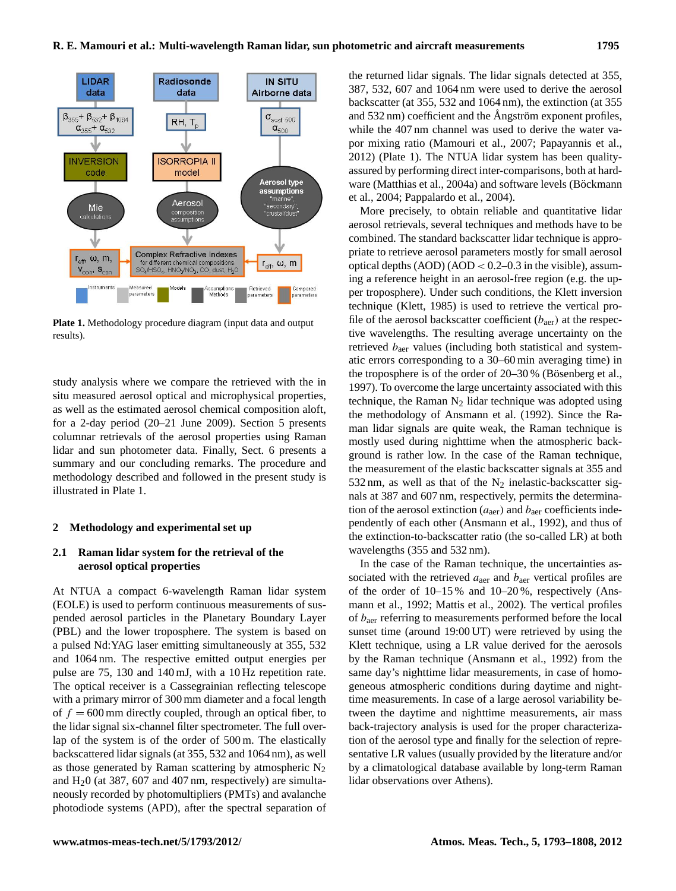**Plate 1.** Methodology procedure diagram (input data and output results).

study analysis where we compare the retrieved with the in situ measured aerosol optical and microphysical properties, as well as the estimated aerosol chemical composition aloft, for a 2-day period (20–21 June 2009). Section 5 presents columnar retrievals of the aerosol properties using Raman lidar and sun photometer data. Finally, Sect. 6 presents a summary and our concluding remarks. The procedure and methodology described and followed in the present study is illustrated in Plate 1.

## 2 Methodology and experimental set up

### 2.1 Raman lidar system for the retrieval of the aerosol optical properties

At NTUA a compact 6-wavelength Raman lidar system (EOLE) is used to perform continuous measurements of suspended aerosol particles in the Planetary Boundary Layer (PBL) and the lower troposphere. The system is based on a pulsed Nd:YAG laser emitting simultaneously at 355, 532 and 1064 nm. The respective emitted output energies per pulse are 75, 130 and 140 mJ, with a 10 Hz repetition rate. The optical receiver is a Cassegrainian reflecting telescope with a primary mirror of 300 mm diameter and a focal length of $f = 600$ mm directly coupled, through an optical fiber, to the lidar signal six-channel filter spectrometer. The full overlap of the system is of the order of 500 m. The elastically backscattered lidar signals (at 355, 532 and 1064 nm), as well as those generated by Raman scattering by atmospheric $N_2$ and $H_20$ (at 387, 607 and 407 nm, respectively) are simultaneously recorded by photomultipliers (PMTs) and avalanche photodiode systems (APD), after the spectral separation of the returned lidar signals. The lidar signals detected at 355, 387, 532, 607 and 1064 nm were used to derive the aerosol backscatter (at 355, 532 and 1064 nm), the extinction (at 355 and 532 nm) coefficient and the Ångström exponent profiles, while the 407 nm channel was used to derive the water vapor mixing ratio (Mamouri et al., 2007; Papayannis et al., 2012) (Plate 1). The NTUA lidar system has been quality-assured by performing direct inter-comparisons, both at hardware (Matthias et al., 2004a) and software levels (Böckmann et al., 2004; Pappalardo et al., 2004).

More precisely, to obtain reliable and quantitative lidar aerosol retrievals, several techniques and methods have to be combined. The standard backscatter lidar technique is appropriate to retrieve aerosol parameters mostly for small aerosol optical depths (AOD) (AOD $< 0.2$–$0.3$ in the visible), assuming a reference height in an aerosol-free region (e.g. the upper troposphere). Under such conditions, the Klett inversion technique (Klett, 1985) is used to retrieve the vertical profile of the aerosol backscatter coefficient ($b_{aer}$) at the respective wavelengths. The resulting average uncertainty on the retrieved $b_{aer}$ values (including both statistical and systematic errors corresponding to a 30–60 min averaging time) in the troposphere is of the order of 20–30 % (Bösenberg et al., 1997). To overcome the large uncertainty associated with this technique, the Raman $N_2$ lidar technique was adopted using the methodology of Ansmann et al. (1992). Since the Raman lidar signals are quite weak, the Raman technique is mostly used during nighttime when the atmospheric background is rather low. In the case of the Raman technique, the measurement of the elastic backscatter signals at 355 and 532 nm, as well as that of the $N_2$ inelastic-backscatter signals at 387 and 607 nm, respectively, permits the determination of the aerosol extinction ($a_{aer}$) and $b_{aer}$ coefficients independently of each other (Ansmann et al., 1992), and thus of the extinction-to-backscatter ratio (the so-called LR) at both wavelengths (355 and 532 nm).

In the case of the Raman technique, the uncertainties associated with the retrieved $a_{aer}$ and $b_{aer}$ vertical profiles are of the order of 10–15 % and 10–20 %, respectively (Ansmann et al., 1992; Mattis et al., 2002). The vertical profiles of $b_{aer}$ referring to measurements performed before the local sunset time (around 19:00 UT) were retrieved by using the Klett technique, using a LR value derived for the aerosols by the Raman technique (Ansmann et al., 1992) from the same day's nighttime lidar measurements, in case of homogeneous atmospheric conditions during daytime and nighttime measurements. In case of a large aerosol variability between the daytime and nighttime measurements, air mass back-trajectory analysis is used for the proper characterization of the aerosol type and finally for the selection of representative LR values (usually provided by the literature and/or by a climatological database available by long-term Raman lidar observations over Athens).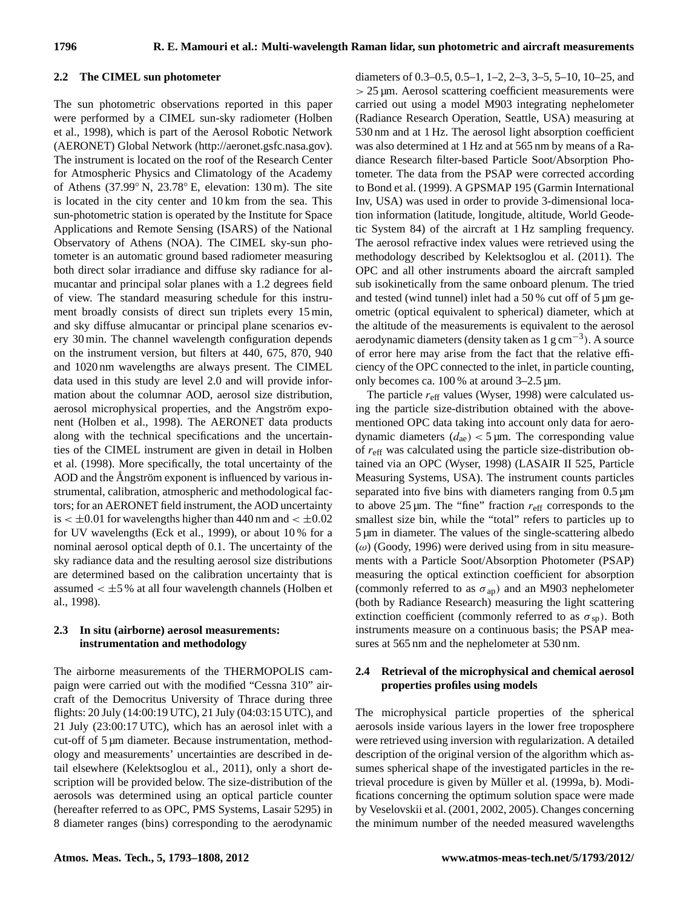## 2.2 The CIMEL sun photometer

The sun photometric observations reported in this paper were performed by a CIMEL sun-sky radiometer (Holben et al., 1998), which is part of the Aerosol Robotic Network (AERONET) Global Network (http://aeronet.gsfc.nasa.gov). The instrument is located on the roof of the Research Center for Atmospheric Physics and Climatology of the Academy of Athens (37.99° N, 23.78° E, elevation: 130 m). The site is located in the city center and 10 km from the sea. This sun-photometric station is operated by the Institute for Space Applications and Remote Sensing (ISARS) of the National Observatory of Athens (NOA). The CIMEL sky-sun photometer is an automatic ground based radiometer measuring both direct solar irradiance and diffuse sky radiance for almucantar and principal solar planes with a 1.2 degrees field of view. The standard measuring schedule for this instrument broadly consists of direct sun triplets every 15 min, and sky diffuse almucantar or principal plane scenarios every 30 min. The channel wavelength configuration depends on the instrument version, but filters at 440, 675, 870, 940 and 1020 nm wavelengths are always present. The CIMEL data used in this study are level 2.0 and will provide information about the columnar AOD, aerosol size distribution, aerosol microphysical properties, and the Angström exponent (Holben et al., 1998). The AERONET data products along with the technical specifications and the uncertainties of the CIMEL instrument are given in detail in Holben et al. (1998). More specifically, the total uncertainty of the AOD and the Ångström exponent is influenced by various instrumental, calibration, atmospheric and methodological factors; for an AERONET field instrument, the AOD uncertainty is $< \pm 0.01$ for wavelengths higher than 440 nm and $< \pm 0.02$ for UV wavelengths (Eck et al., 1999), or about 10 % for a nominal aerosol optical depth of 0.1. The uncertainty of the sky radiance data and the resulting aerosol size distributions are determined based on the calibration uncertainty that is assumed $< \pm 5$ % at all four wavelength channels (Holben et al., 1998).

## 2.3 In situ (airborne) aerosol measurements: instrumentation and methodology

The airborne measurements of the THERMOPOLIS campaign were carried out with the modified "Cessna 310" aircraft of the Democritus University of Thrace during three flights: 20 July (14:00:19 UTC), 21 July (04:03:15 UTC), and 21 July (23:00:17 UTC), which has an aerosol inlet with a cut-off of 5 µm diameter. Because instrumentation, methodology and measurements' uncertainties are described in detail elsewhere (Kelektsoglou et al., 2011), only a short description will be provided below. The size-distribution of the aerosols was determined using an optical particle counter (hereafter referred to as OPC, PMS Systems, Lasair 5295) in 8 diameter ranges (bins) corresponding to the aerodynamic diameters of 0.3–0.5, 0.5–1, 1–2, 2–3, 3–5, 5–10, 10–25, and > 25 µm. Aerosol scattering coefficient measurements were carried out using a model M903 integrating nephelometer (Radiance Research Operation, Seattle, USA) measuring at 530 nm and at 1 Hz. The aerosol light absorption coefficient was also determined at 1 Hz and at 565 nm by means of a Radiance Research filter-based Particle Soot/Absorption Photometer. The data from the PSAP were corrected according to Bond et al. (1999). A GPSMAP 195 (Garmin International Inv, USA) was used in order to provide 3-dimensional location information (latitude, longitude, altitude, World Geodetic System 84) of the aircraft at 1 Hz sampling frequency. The aerosol refractive index values were retrieved using the methodology described by Kelektsoglou et al. (2011). The OPC and all other instruments aboard the aircraft sampled sub isokinetically from the same onboard plenum. The tried and tested (wind tunnel) inlet had a 50 % cut off of 5 µm geometric (optical equivalent to spherical) diameter, which at the altitude of the measurements is equivalent to the aerosol aerodynamic diameters (density taken as 1 g cm$^{-3}$). A source of error here may arise from the fact that the relative efficiency of the OPC connected to the inlet, in particle counting, only becomes ca. 100 % at around 3–2.5 µm.

The particle $r_{\text{eff}}$ values (Wyser, 1998) were calculated using the particle size-distribution obtained with the above-mentioned OPC data taking into account only data for aerodynamic diameters ($d_{\text{ae}}$) < 5 µm. The corresponding value of $r_{\text{eff}}$ was calculated using the particle size-distribution obtained via an OPC (Wyser, 1998) (LASAIR II 525, Particle Measuring Systems, USA). The instrument counts particles separated into five bins with diameters ranging from 0.5 µm to above 25 µm. The "fine" fraction $r_{\text{eff}}$ corresponds to the smallest size bin, while the "total" refers to particles up to 5 µm in diameter. The values of the single-scattering albedo ($\omega$) (Goody, 1996) were derived using from in situ measurements with a Particle Soot/Absorption Photometer (PSAP) measuring the optical extinction coefficient for absorption (commonly referred to as $\sigma_{\text{ap}}$) and an M903 nephelometer (both by Radiance Research) measuring the light scattering extinction coefficient (commonly referred to as $\sigma_{\text{sp}}$). Both instruments measure on a continuous basis; the PSAP measures at 565 nm and the nephelometer at 530 nm.

## 2.4 Retrieval of the microphysical and chemical aerosol properties profiles using models

The microphysical particle properties of the spherical aerosols inside various layers in the lower free troposphere were retrieved using inversion with regularization. A detailed description of the original version of the algorithm which assumes spherical shape of the investigated particles in the retrieval procedure is given by Müller et al. (1999a, b). Modifications concerning the optimum solution space were made by Veselovskii et al. (2001, 2002, 2005). Changes concerning the minimum number of the needed measured wavelengths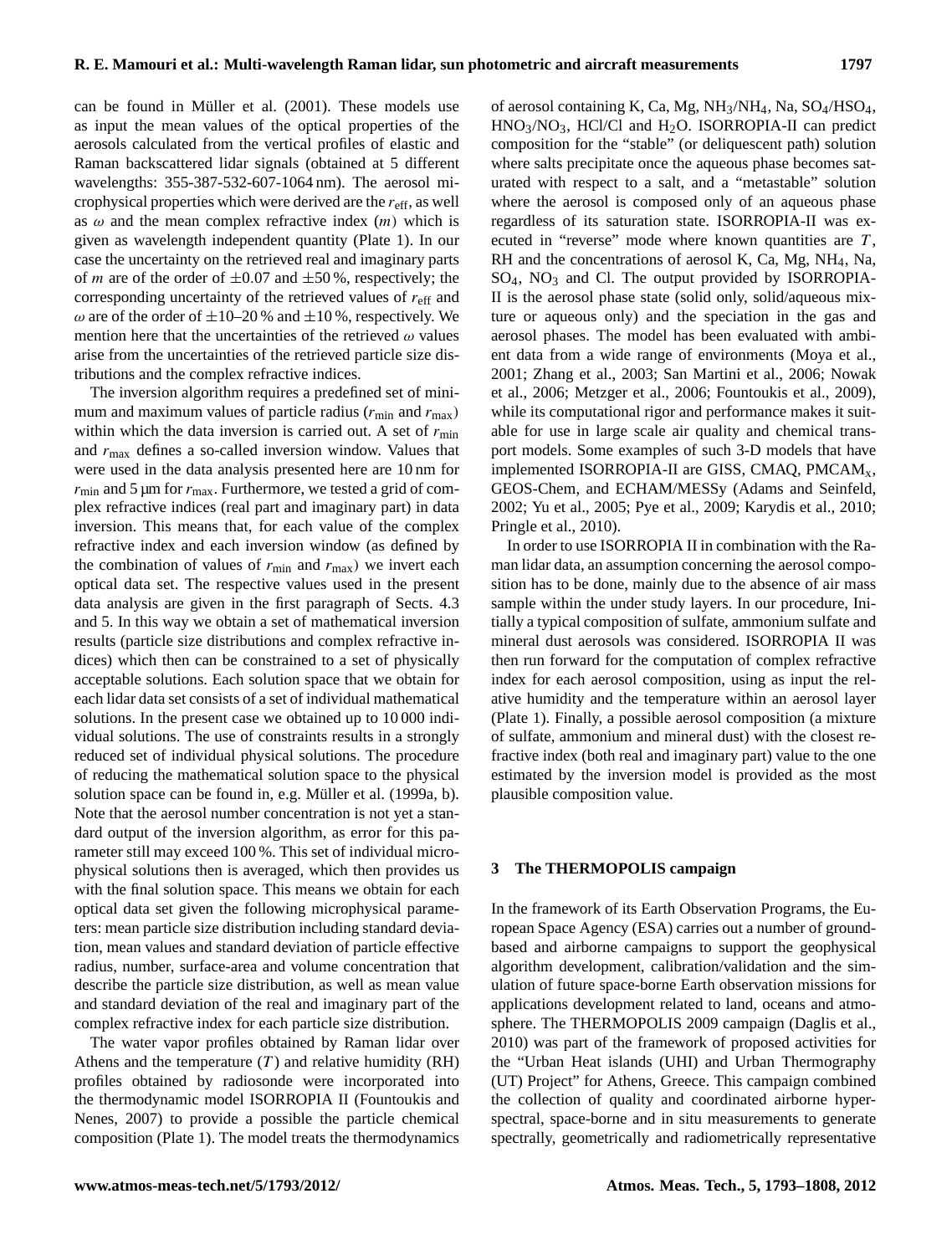can be found in Müller et al. (2001). These models use as input the mean values of the optical properties of the aerosols calculated from the vertical profiles of elastic and Raman backscattered lidar signals (obtained at 5 different wavelengths: 355-387-532-607-1064 nm). The aerosol microphysical properties which were derived are the $r_{\text{eff}}$, as well as $\omega$ and the mean complex refractive index ($m$) which is given as wavelength independent quantity (Plate 1). In our case the uncertainty on the retrieved real and imaginary parts of $m$ are of the order of $\pm 0.07$ and $\pm 50$ %, respectively; the corresponding uncertainty of the retrieved values of $r_{\text{eff}}$ and $\omega$ are of the order of $\pm 10$–20 % and $\pm 10$ %, respectively. We mention here that the uncertainties of the retrieved $\omega$ values arise from the uncertainties of the retrieved particle size distributions and the complex refractive indices.

The inversion algorithm requires a predefined set of minimum and maximum values of particle radius ($r_{\text{min}}$ and $r_{\text{max}}$) within which the data inversion is carried out. A set of $r_{\text{min}}$ and $r_{\text{max}}$ defines a so-called inversion window. Values that were used in the data analysis presented here are 10 nm for $r_{\text{min}}$ and 5 µm for $r_{\text{max}}$. Furthermore, we tested a grid of complex refractive indices (real part and imaginary part) in data inversion. This means that, for each value of the complex refractive index and each inversion window (as defined by the combination of values of $r_{\text{min}}$ and $r_{\text{max}}$) we invert each optical data set. The respective values used in the present data analysis are given in the first paragraph of Sects. 4.3 and 5. In this way we obtain a set of mathematical inversion results (particle size distributions and complex refractive indices) which then can be constrained to a set of physically acceptable solutions. Each solution space that we obtain for each lidar data set consists of a set of individual mathematical solutions. In the present case we obtained up to 10 000 individual solutions. The use of constraints results in a strongly reduced set of individual physical solutions. The procedure of reducing the mathematical solution space to the physical solution space can be found in, e.g. Müller et al. (1999a, b). Note that the aerosol number concentration is not yet a standard output of the inversion algorithm, as error for this parameter still may exceed 100 %. This set of individual microphysical solutions then is averaged, which then provides us with the final solution space. This means we obtain for each optical data set given the following microphysical parameters: mean particle size distribution including standard deviation, mean values and standard deviation of particle effective radius, number, surface-area and volume concentration that describe the particle size distribution, as well as mean value and standard deviation of the real and imaginary part of the complex refractive index for each particle size distribution.

The water vapor profiles obtained by Raman lidar over Athens and the temperature ($T$) and relative humidity (RH) profiles obtained by radiosonde were incorporated into the thermodynamic model ISORROPIA II (Fountoukis and Nenes, 2007) to provide a possible the particle chemical composition (Plate 1). The model treats the thermodynamics of aerosol containing K, Ca, Mg, $NH_3$/$NH_4$, Na, $SO_4$/$HSO_4$, $HNO_3$/$NO_3$, HCl/Cl and $H_2O$. ISORROPIA-II can predict composition for the "stable" (or deliquescent path) solution where salts precipitate once the aqueous phase becomes saturated with respect to a salt, and a "metastable" solution where the aerosol is composed only of an aqueous phase regardless of its saturation state. ISORROPIA-II was executed in "reverse" mode where known quantities are $T$, RH and the concentrations of aerosol K, Ca, Mg, $NH_4$, Na, $SO_4$, $NO_3$ and Cl. The output provided by ISORROPIA-II is the aerosol phase state (solid only, solid/aqueous mixture or aqueous only) and the speciation in the gas and aerosol phases. The model has been evaluated with ambient data from a wide range of environments (Moya et al., 2001; Zhang et al., 2003; San Martini et al., 2006; Nowak et al., 2006; Metzger et al., 2006; Fountoukis et al., 2009), while its computational rigor and performance makes it suitable for use in large scale air quality and chemical transport models. Some examples of such 3-D models that have implemented ISORROPIA-II are GISS, CMAQ, $\text{PMCAM}_\text{x}$, GEOS-Chem, and ECHAM/MESSy (Adams and Seinfeld, 2002; Yu et al., 2005; Pye et al., 2009; Karydis et al., 2010; Pringle et al., 2010).

In order to use ISORROPIA II in combination with the Raman lidar data, an assumption concerning the aerosol composition has to be done, mainly due to the absence of air mass sample within the under study layers. In our procedure, Initially a typical composition of sulfate, ammonium sulfate and mineral dust aerosols was considered. ISORROPIA II was then run forward for the computation of complex refractive index for each aerosol composition, using as input the relative humidity and the temperature within an aerosol layer (Plate 1). Finally, a possible aerosol composition (a mixture of sulfate, ammonium and mineral dust) with the closest refractive index (both real and imaginary part) value to the one estimated by the inversion model is provided as the most plausible composition value.

## 3 The THERMOPOLIS campaign

In the framework of its Earth Observation Programs, the European Space Agency (ESA) carries out a number of ground-based and airborne campaigns to support the geophysical algorithm development, calibration/validation and the simulation of future space-borne Earth observation missions for applications development related to land, oceans and atmosphere. The THERMOPOLIS 2009 campaign (Daglis et al., 2010) was part of the framework of proposed activities for the "Urban Heat islands (UHI) and Urban Thermography (UT) Project" for Athens, Greece. This campaign combined the collection of quality and coordinated airborne hyperspectral, space-borne and in situ measurements to generate spectrally, geometrically and radiometrically representative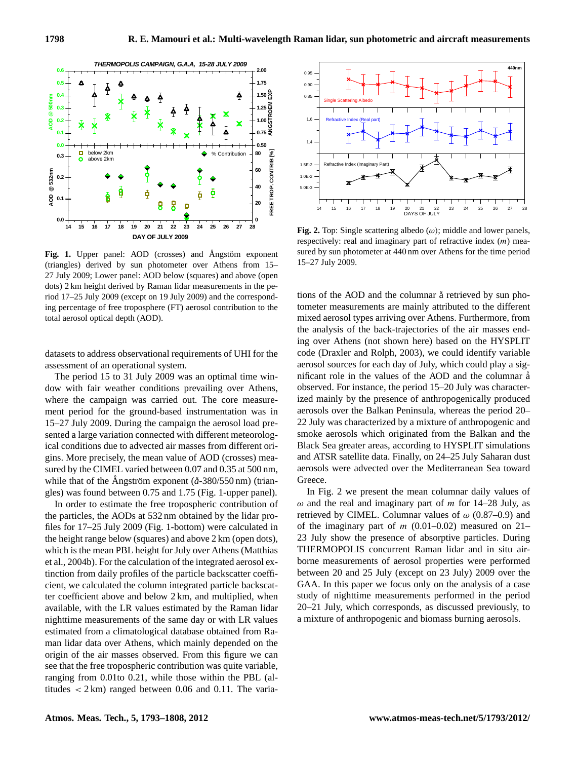**Fig. 1.** Upper panel: AOD (crosses) and Ångström exponent (triangles) derived by sun photometer over Athens from 15–27 July 2009; Lower panel: AOD below (squares) and above (open dots) 2 km height derived by Raman lidar measurements in the period 17–25 July 2009 (except on 19 July 2009) and the corresponding percentage of free troposphere (FT) aerosol contribution to the total aerosol optical depth (AOD).

datasets to address observational requirements of UHI for the assessment of an operational system.

The period 15 to 31 July 2009 was an optimal time window with fair weather conditions prevailing over Athens, where the campaign was carried out. The core measurement period for the ground-based instrumentation was in 15–27 July 2009. During the campaign the aerosol load presented a large variation connected with different meteorological conditions due to advected air masses from different origins. More precisely, the mean value of AOD (crosses) measured by the CIMEL varied between 0.07 and 0.35 at 500 nm, while that of the Ångström exponent (å-380/550 nm) (triangles) was found between 0.75 and 1.75 (Fig. 1-upper panel).

In order to estimate the free tropospheric contribution of the particles, the AODs at 532 nm obtained by the lidar profiles for 17–25 July 2009 (Fig. 1-bottom) were calculated in the height range below (squares) and above 2 km (open dots), which is the mean PBL height for July over Athens (Matthias et al., 2004b). For the calculation of the integrated aerosol extinction from daily profiles of the particle backscatter coefficient, we calculated the column integrated particle backscatter coefficient above and below 2 km, and multiplied, when available, with the LR values estimated by the Raman lidar nighttime measurements of the same day or with LR values estimated from a climatological database obtained from Raman lidar data over Athens, which mainly depended on the origin of the air masses observed. From this figure we can see that the free tropospheric contribution was quite variable, ranging from 0.01to 0.21, while those within the PBL (altitudes $< 2$ km) ranged between 0.06 and 0.11. The variations of the AOD and the columnar å retrieved by sun photometer measurements are mainly attributed to the different mixed aerosol types arriving over Athens. Furthermore, from the analysis of the back-trajectories of the air masses ending over Athens (not shown here) based on the HYSPLIT code (Draxler and Rolph, 2003), we could identify variable aerosol sources for each day of July, which could play a significant role in the values of the AOD and the columnar å observed. For instance, the period 15–20 July was characterized mainly by the presence of anthropogenically produced aerosols over the Balkan Peninsula, whereas the period 20–22 July was characterized by a mixture of anthropogenic and smoke aerosols which originated from the Balkan and the Black Sea greater areas, according to HYSPLIT simulations and ATSR satellite data. Finally, on 24–25 July Saharan dust aerosols were advected over the Mediterranean Sea toward Greece.

**Fig. 2.** Top: Single scattering albedo ($\omega$); middle and lower panels, respectively: real and imaginary part of refractive index ($m$) measured by sun photometer at 440 nm over Athens for the time period 15–27 July 2009.

In Fig. 2 we present the mean columnar daily values of $\omega$ and the real and imaginary part of $m$ for 14–28 July, as retrieved by CIMEL. Columnar values of $\omega$ (0.87–0.9) and of the imaginary part of $m$ (0.01–0.02) measured on 21–23 July show the presence of absorptive particles. During THERMOPOLIS concurrent Raman lidar and in situ airborne measurements of aerosol properties were performed between 20 and 25 July (except on 23 July) 2009 over the GAA. In this paper we focus only on the analysis of a case study of nighttime measurements performed in the period 20–21 July, which corresponds, as discussed previously, to a mixture of anthropogenic and biomass burning aerosols.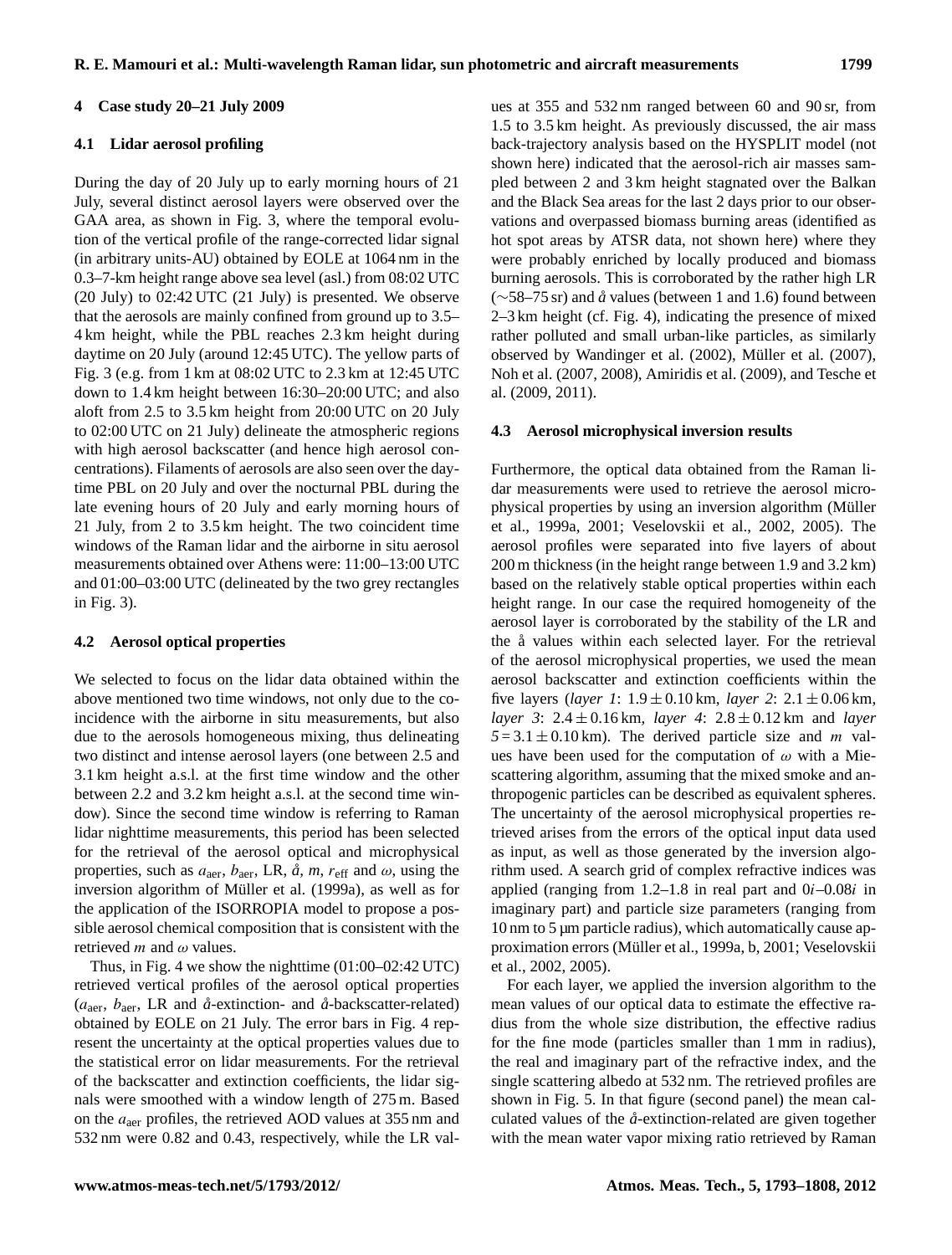## 4 Case study 20–21 July 2009

### 4.1 Lidar aerosol profiling

During the day of 20 July up to early morning hours of 21 July, several distinct aerosol layers were observed over the GAA area, as shown in Fig. 3, where the temporal evolution of the vertical profile of the range-corrected lidar signal (in arbitrary units-AU) obtained by EOLE at 1064 nm in the 0.3–7-km height range above sea level (asl.) from 08:02 UTC (20 July) to 02:42 UTC (21 July) is presented. We observe that the aerosols are mainly confined from ground up to 3.5–4 km height, while the PBL reaches 2.3 km height during daytime on 20 July (around 12:45 UTC). The yellow parts of Fig. 3 (e.g. from 1 km at 08:02 UTC to 2.3 km at 12:45 UTC down to 1.4 km height between 16:30–20:00 UTC; and also aloft from 2.5 to 3.5 km height from 20:00 UTC on 20 July to 02:00 UTC on 21 July) delineate the atmospheric regions with high aerosol backscatter (and hence high aerosol concentrations). Filaments of aerosols are also seen over the daytime PBL on 20 July and over the nocturnal PBL during the late evening hours of 20 July and early morning hours of 21 July, from 2 to 3.5 km height. The two coincident time windows of the Raman lidar and the airborne in situ aerosol measurements obtained over Athens were: 11:00–13:00 UTC and 01:00–03:00 UTC (delineated by the two grey rectangles in Fig. 3).

### 4.2 Aerosol optical properties

We selected to focus on the lidar data obtained within the above mentioned two time windows, not only due to the coincidence with the airborne in situ measurements, but also due to the aerosols homogeneous mixing, thus delineating two distinct and intense aerosol layers (one between 2.5 and 3.1 km height a.s.l. at the first time window and the other between 2.2 and 3.2 km height a.s.l. at the second time window). Since the second time window is referring to Raman lidar nighttime measurements, this period has been selected for the retrieval of the aerosol optical and microphysical properties, such as $a_{\text{aer}}$, $b_{\text{aer}}$, LR, $\mathring{a}$, $m$, $r_{\text{eff}}$ and $\omega$, using the inversion algorithm of Müller et al. (1999a), as well as for the application of the ISORROPIA model to propose a possible aerosol chemical composition that is consistent with the retrieved $m$ and $\omega$ values.

Thus, in Fig. 4 we show the nighttime (01:00–02:42 UTC) retrieved vertical profiles of the aerosol optical properties ($a_{\text{aer}}$, $b_{\text{aer}}$, LR and $\mathring{a}$-extinction- and $\mathring{a}$-backscatter-related) obtained by EOLE on 21 July. The error bars in Fig. 4 represent the uncertainty at the optical properties values due to the statistical error on lidar measurements. For the retrieval of the backscatter and extinction coefficients, the lidar signals were smoothed with a window length of 275 m. Based on the $a_{\text{aer}}$ profiles, the retrieved AOD values at 355 nm and 532 nm were 0.82 and 0.43, respectively, while the LR values at 355 and 532 nm ranged between 60 and 90 sr, from 1.5 to 3.5 km height. As previously discussed, the air mass back-trajectory analysis based on the HYSPLIT model (not shown here) indicated that the aerosol-rich air masses sampled between 2 and 3 km height stagnated over the Balkan and the Black Sea areas for the last 2 days prior to our observations and overpassed biomass burning areas (identified as hot spot areas by ATSR data, not shown here) where they were probably enriched by locally produced and biomass burning aerosols. This is corroborated by the rather high LR (~58–75 sr) and $\mathring{a}$ values (between 1 and 1.6) found between 2–3 km height (cf. Fig. 4), indicating the presence of mixed rather polluted and small urban-like particles, as similarly observed by Wandinger et al. (2002), Müller et al. (2007), Noh et al. (2007, 2008), Amiridis et al. (2009), and Tesche et al. (2009, 2011).

### 4.3 Aerosol microphysical inversion results

Furthermore, the optical data obtained from the Raman lidar measurements were used to retrieve the aerosol microphysical properties by using an inversion algorithm (Müller et al., 1999a, 2001; Veselovskii et al., 2002, 2005). The aerosol profiles were separated into five layers of about 200 m thickness (in the height range between 1.9 and 3.2 km) based on the relatively stable optical properties within each height range. In our case the required homogeneity of the aerosol layer is corroborated by the stability of the LR and the $\mathring{a}$ values within each selected layer. For the retrieval of the aerosol microphysical properties, we used the mean aerosol backscatter and extinction coefficients within the five layers (*layer 1*: $1.9 \pm 0.10$ km, *layer 2*: $2.1 \pm 0.06$ km, *layer 3*: $2.4 \pm 0.16$ km, *layer 4*: $2.8 \pm 0.12$ km and *layer 5* $= 3.1 \pm 0.10$ km). The derived particle size and $m$ values have been used for the computation of $\omega$ with a Mie-scattering algorithm, assuming that the mixed smoke and anthropogenic particles can be described as equivalent spheres. The uncertainty of the aerosol microphysical properties retrieved arises from the errors of the optical input data used as input, as well as those generated by the inversion algorithm used. A search grid of complex refractive indices was applied (ranging from 1.2–1.8 in real part and $0i$–$0.08i$ in imaginary part) and particle size parameters (ranging from 10 nm to 5 µm particle radius), which automatically cause approximation errors (Müller et al., 1999a, b, 2001; Veselovskii et al., 2002, 2005).

For each layer, we applied the inversion algorithm to the mean values of our optical data to estimate the effective radius from the whole size distribution, the effective radius for the fine mode (particles smaller than 1 mm in radius), the real and imaginary part of the refractive index, and the single scattering albedo at 532 nm. The retrieved profiles are shown in Fig. 5. In that figure (second panel) the mean calculated values of the $\mathring{a}$-extinction-related are given together with the mean water vapor mixing ratio retrieved by Raman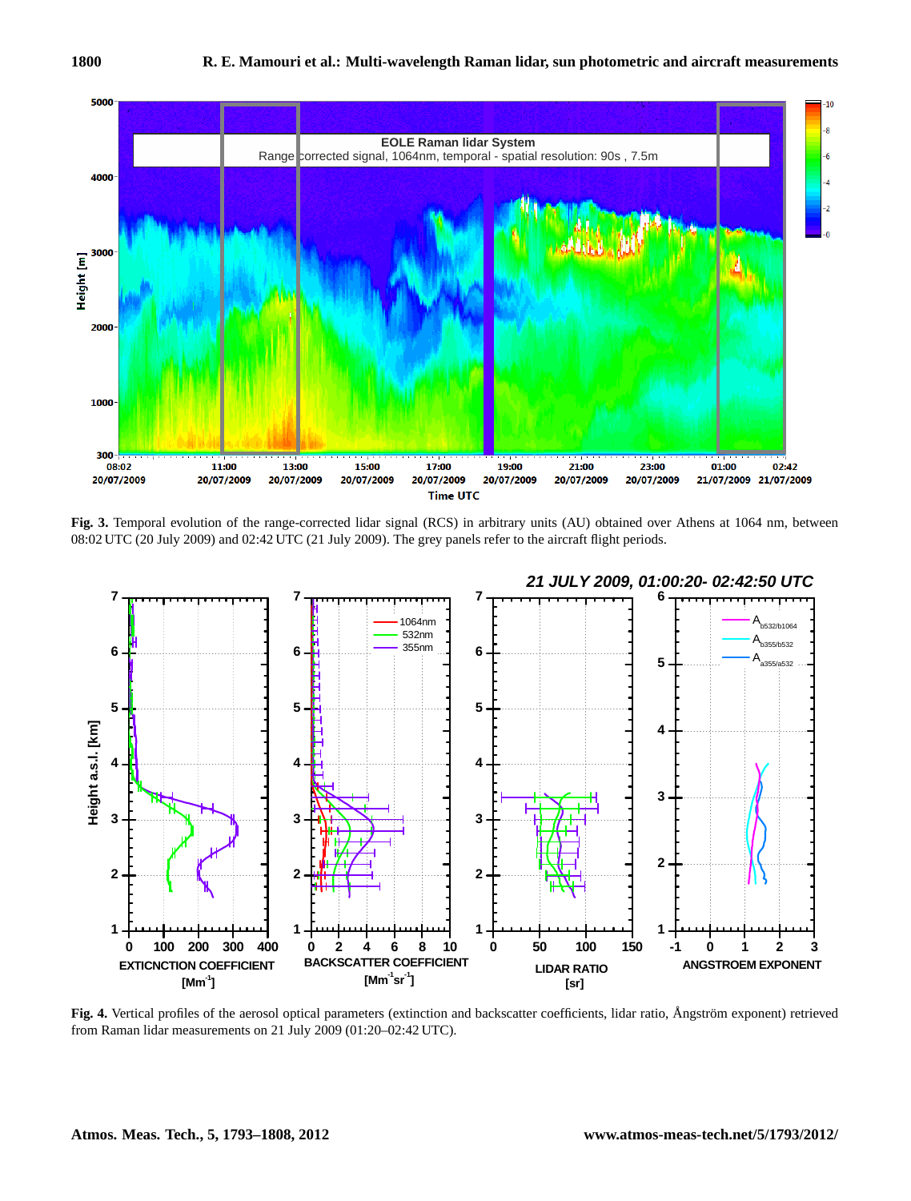**Fig. 3.** Temporal evolution of the range-corrected lidar signal (RCS) in arbitrary units (AU) obtained over Athens at 1064 nm, between 08:02 UTC (20 July 2009) and 02:42 UTC (21 July 2009). The grey panels refer to the aircraft flight periods.

**Fig. 4.** Vertical profiles of the aerosol optical parameters (extinction and backscatter coefficients, lidar ratio, Ångström exponent) retrieved from Raman lidar measurements on 21 July 2009 (01:20–02:42 UTC).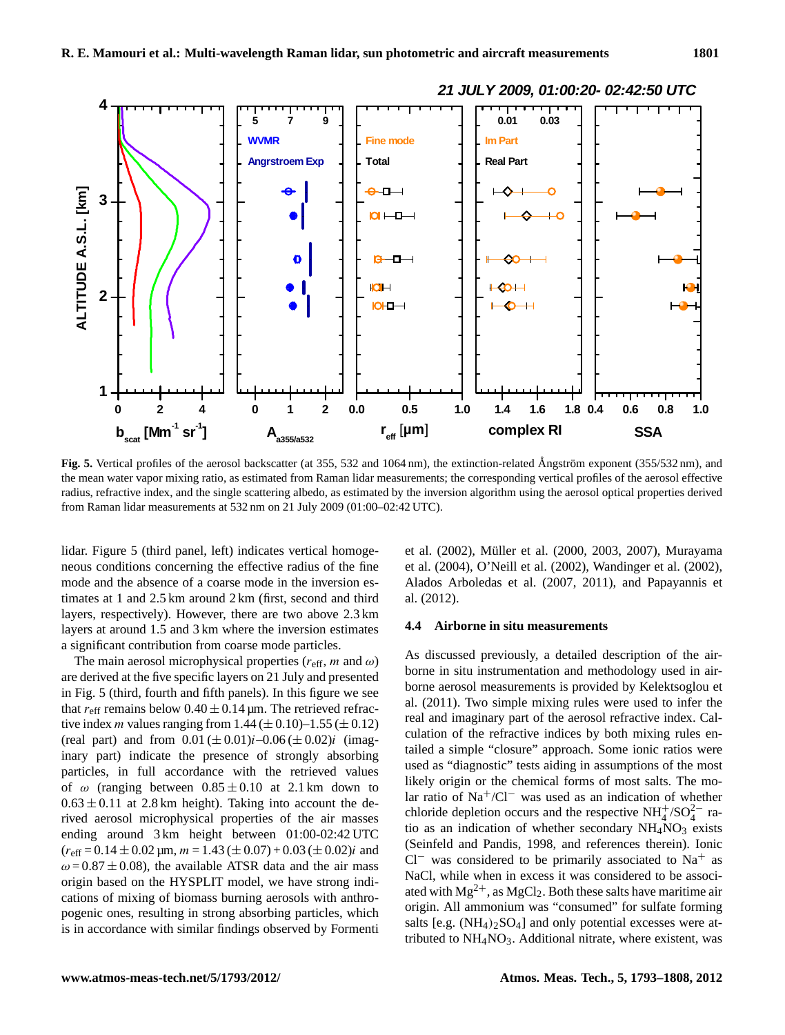**Fig. 5.** Vertical profiles of the aerosol backscatter (at 355, 532 and 1064 nm), the extinction-related Ångström exponent (355/532 nm), and the mean water vapor mixing ratio, as estimated from Raman lidar measurements; the corresponding vertical profiles of the aerosol effective radius, refractive index, and the single scattering albedo, as estimated by the inversion algorithm using the aerosol optical properties derived from Raman lidar measurements at 532 nm on 21 July 2009 (01:00–02:42 UTC).

lidar. Figure 5 (third panel, left) indicates vertical homogeneous conditions concerning the effective radius of the fine mode and the absence of a coarse mode in the inversion estimates at 1 and 2.5 km around 2 km (first, second and third layers, respectively). However, there are two above 2.3 km layers at around 1.5 and 3 km where the inversion estimates a significant contribution from coarse mode particles.

The main aerosol microphysical properties ($r_{eff}$, $m$ and $\omega$) are derived at the five specific layers on 21 July and presented in Fig. 5 (third, fourth and fifth panels). In this figure we see that $r_{eff}$ remains below $0.40 \pm 0.14$ µm. The retrieved refractive index $m$ values ranging from 1.44 ($\pm 0.10$)–1.55 ($\pm 0.12$) (real part) and from 0.01 ($\pm 0.01$)$i$–0.06 ($\pm 0.02$)$i$ (imaginary part) indicate the presence of strongly absorbing particles, in full accordance with the retrieved values of $\omega$ (ranging between $0.85 \pm 0.10$ at 2.1 km down to $0.63 \pm 0.11$ at 2.8 km height). Taking into account the derived aerosol microphysical properties of the air masses ending around 3 km height between 01:00-02:42 UTC ($r_{eff} = 0.14 \pm 0.02$ µm, $m = 1.43\,(\pm 0.07) + 0.03\,(\pm 0.02)i$ and $\omega = 0.87 \pm 0.08$), the available ATSR data and the air mass origin based on the HYSPLIT model, we have strong indications of mixing of biomass burning aerosols with anthropogenic ones, resulting in strong absorbing particles, which is in accordance with similar findings observed by Formenti et al. (2002), Müller et al. (2000, 2003, 2007), Murayama et al. (2004), O'Neill et al. (2002), Wandinger et al. (2002), Alados Arboledas et al. (2007, 2011), and Papayannis et al. (2012).

### 4.4 Airborne in situ measurements

As discussed previously, a detailed description of the airborne in situ instrumentation and methodology used in airborne aerosol measurements is provided by Kelektsoglou et al. (2011). Two simple mixing rules were used to infer the real and imaginary part of the aerosol refractive index. Calculation of the refractive indices by both mixing rules entailed a simple "closure" approach. Some ionic ratios were used as "diagnostic" tests aiding in assumptions of the most likely origin or the chemical forms of most salts. The molar ratio of $Na^+/Cl^-$ was used as an indication of whether chloride depletion occurs and the respective $NH_4^+/SO_4^{2-}$ ratio as an indication of whether secondary $NH_4NO_3$ exists (Seinfeld and Pandis, 1998, and references therein). Ionic $Cl^-$ was considered to be primarily associated to $Na^+$ as NaCl, while when in excess it was considered to be associated with $Mg^{2+}$, as $MgCl_2$. Both these salts have maritime air origin. All ammonium was "consumed" for sulfate forming salts [e.g. $(NH_4)_2SO_4$] and only potential excesses were attributed to $NH_4NO_3$. Additional nitrate, where existent, was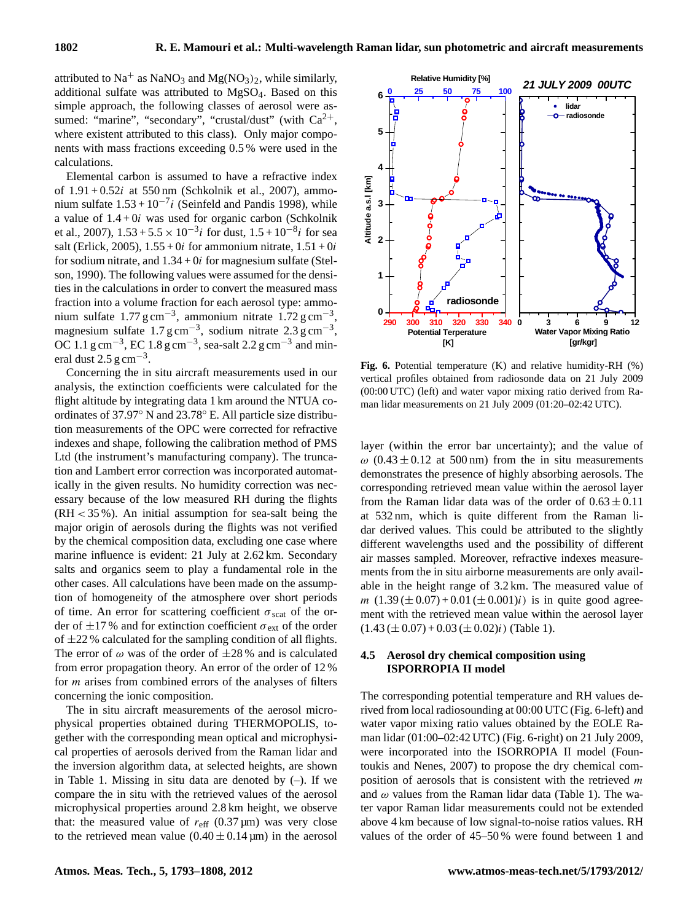attributed to $Na^+$ as $NaNO_3$ and $Mg(NO_3)_2$, while similarly, additional sulfate was attributed to $MgSO_4$. Based on this simple approach, the following classes of aerosol were assumed: "marine", "secondary", "crustal/dust" (with $Ca^{2+}$, where existent attributed to this class). Only major components with mass fractions exceeding 0.5 % were used in the calculations.

Elemental carbon is assumed to have a refractive index of $1.91 + 0.52i$ at 550 nm (Schkolnik et al., 2007), ammonium sulfate $1.53 + 10^{-7}i$ (Seinfeld and Pandis 1998), while a value of $1.4 + 0i$ was used for organic carbon (Schkolnik et al., 2007), $1.53 + 5.5 \times 10^{-3}i$ for dust, $1.5 + 10^{-8}i$ for sea salt (Erlick, 2005), $1.55 + 0i$ for ammonium nitrate, $1.51 + 0i$ for sodium nitrate, and $1.34 + 0i$ for magnesium sulfate (Stelson, 1990). The following values were assumed for the densities in the calculations in order to convert the measured mass fraction into a volume fraction for each aerosol type: ammonium sulfate $1.77\,\mathrm{g\,cm^{-3}}$, ammonium nitrate $1.72\,\mathrm{g\,cm^{-3}}$, magnesium sulfate $1.7\,\mathrm{g\,cm^{-3}}$, sodium nitrate $2.3\,\mathrm{g\,cm^{-3}}$, OC $1.1\,\mathrm{g\,cm^{-3}}$, EC $1.8\,\mathrm{g\,cm^{-3}}$, sea-salt $2.2\,\mathrm{g\,cm^{-3}}$ and mineral dust $2.5\,\mathrm{g\,cm^{-3}}$.

Concerning the in situ aircraft measurements used in our analysis, the extinction coefficients were calculated for the flight altitude by integrating data 1 km around the NTUA coordinates of 37.97° N and 23.78° E. All particle size distribution measurements of the OPC were corrected for refractive indexes and shape, following the calibration method of PMS Ltd (the instrument's manufacturing company). The truncation and Lambert error correction was incorporated automatically in the given results. No humidity correction was necessary because of the low measured RH during the flights (RH < 35 %). An initial assumption for sea-salt being the major origin of aerosols during the flights was not verified by the chemical composition data, excluding one case where marine influence is evident: 21 July at 2.62 km. Secondary salts and organics seem to play a fundamental role in the other cases. All calculations have been made on the assumption of homogeneity of the atmosphere over short periods of time. An error for scattering coefficient $\sigma_{\mathrm{scat}}$ of the order of ±17 % and for extinction coefficient $\sigma_{\mathrm{ext}}$ of the order of ±22 % calculated for the sampling condition of all flights. The error of $\omega$ was of the order of ±28 % and is calculated from error propagation theory. An error of the order of 12 % for $m$ arises from combined errors of the analyses of filters concerning the ionic composition.

The in situ aircraft measurements of the aerosol microphysical properties obtained during THERMOPOLIS, together with the corresponding mean optical and microphysical properties of aerosols derived from the Raman lidar and the inversion algorithm data, at selected heights, are shown in Table 1. Missing in situ data are denoted by (–). If we compare the in situ with the retrieved values of the aerosol microphysical properties around 2.8 km height, we observe that: the measured value of $r_{\mathrm{eff}}$ (0.37 µm) was very close to the retrieved mean value (0.40 ± 0.14 µm) in the aerosol layer (within the error bar uncertainty); and the value of $\omega$ (0.43 ± 0.12 at 500 nm) from the in situ measurements demonstrates the presence of highly absorbing aerosols. The corresponding retrieved mean value within the aerosol layer from the Raman lidar data was of the order of 0.63 ± 0.11 at 532 nm, which is quite different from the Raman lidar derived values. This could be attributed to the slightly different wavelengths used and the possibility of different air masses sampled. Moreover, refractive indexes measurements from the in situ airborne measurements are only available in the height range of 3.2 km. The measured value of $m$ $(1.39\,(\pm 0.07) + 0.01\,(\pm 0.001)i)$ is in quite good agreement with the retrieved mean value within the aerosol layer $(1.43\,(\pm 0.07) + 0.03\,(\pm 0.02)i)$ (Table 1).

**Fig. 6.** Potential temperature (K) and relative humidity-RH (%) vertical profiles obtained from radiosonde data on 21 July 2009 (00:00 UTC) (left) and water vapor mixing ratio derived from Raman lidar measurements on 21 July 2009 (01:20–02:42 UTC).

### 4.5 Aerosol dry chemical composition using ISPORROPIA II model

The corresponding potential temperature and RH values derived from local radiosounding at 00:00 UTC (Fig. 6-left) and water vapor mixing ratio values obtained by the EOLE Raman lidar (01:00–02:42 UTC) (Fig. 6-right) on 21 July 2009, were incorporated into the ISORROPIA II model (Fountoukis and Nenes, 2007) to propose the dry chemical composition of aerosols that is consistent with the retrieved $m$ and $\omega$ values from the Raman lidar data (Table 1). The water vapor Raman lidar measurements could not be extended above 4 km because of low signal-to-noise ratios values. RH values of the order of 45–50 % were found between 1 and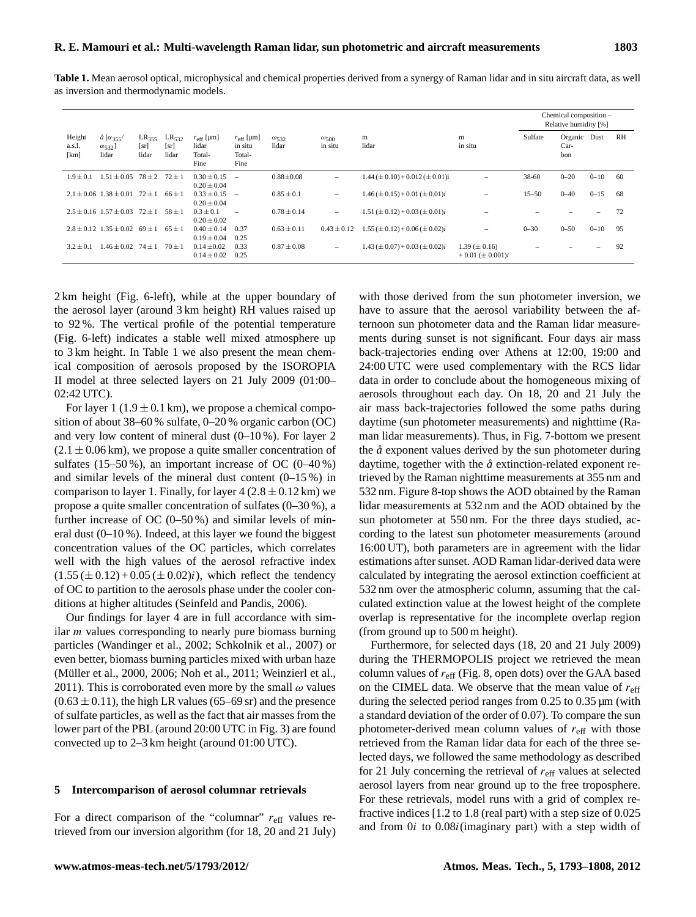**Table 1.** Mean aerosol optical, microphysical and chemical properties derived from a synergy of Raman lidar and in situ aircraft data, as well as inversion and thermodynamic models.

| Height a.s.l. [km] | $\mathring{a}$ [$\alpha_{355}$/ $\alpha_{532}$] lidar | $LR_{355}$ [sr] lidar | $LR_{532}$ [sr] lidar | $r_{eff}$ [µm] lidar Total-Fine | $r_{eff}$ [µm] in situ Total-Fine | $\omega_{532}$ lidar | $\omega_{500}$ in situ | m lidar | m in situ | Chemical composition – Relative humidity [%] Sulfate | Organic Carbon | Dust | RH |
|---|---|---|---|---|---|---|---|---|---|---|---|---|---|
| $1.9 \pm 0.1$ | $1.51 \pm 0.05$ | $78 \pm 2$ | $72 \pm 1$ | $0.30 \pm 0.15$ $0.20 \pm 0.04$ | – | $0.88 \pm 0.08$ | – | $1.44 (\pm 0.10) + 0.012 (\pm 0.01)i$ | – | 38-60 | 0–20 | 0–10 | 60 |
| $2.1 \pm 0.06$ | $1.38 \pm 0.01$ | $72 \pm 1$ | $66 \pm 1$ | $0.33 \pm 0.15$ $0.20 \pm 0.04$ | – | $0.85 \pm 0.1$ | – | $1.46 (\pm 0.15) + 0.01 (\pm 0.01)i$ | – | 15–50 | 0–40 | 0–15 | 68 |
| $2.5 \pm 0.16$ | $1.57 \pm 0.03$ | $72 \pm 1$ | $58 \pm 1$ | $0.3 \pm 0.1$ $0.20 \pm 0.02$ | – | $0.78 \pm 0.14$ | – | $1.51 (\pm 0.12) + 0.03 (\pm 0.01)i$ | – | – | – | – | 72 |
| $2.8 \pm 0.12$ | $1.35 \pm 0.02$ | $69 \pm 1$ | $65 \pm 1$ | $0.40 \pm 0.14$ $0.19 \pm 0.04$ | 0.37 0.25 | $0.63 \pm 0.11$ | $0.43 \pm 0.12$ | $1.55 (\pm 0.12) + 0.06 (\pm 0.02)i$ | – | 0–30 | 0–50 | 0–10 | 95 |
| $3.2 \pm 0.1$ | $1.46 \pm 0.02$ | $74 \pm 1$ | $70 \pm 1$ | $0.14 \pm 0.02$ $0.14 \pm 0.02$ | 0.33 0.25 | $0.87 \pm 0.08$ | – | $1.43 (\pm 0.07) + 0.03 (\pm 0.02)i$ | $1.39 (\pm 0.16) + 0.01 (\pm 0.001)i$ | – | – | – | 92 |

2 km height (Fig. 6-left), while at the upper boundary of the aerosol layer (around 3 km height) RH values raised up to 92 %. The vertical profile of the potential temperature (Fig. 6-left) indicates a stable well mixed atmosphere up to 3 km height. In Table 1 we also present the mean chemical composition of aerosols proposed by the ISOROPIA II model at three selected layers on 21 July 2009 (01:00–02:42 UTC).

For layer 1 ($1.9 \pm 0.1$ km), we propose a chemical composition of about 38–60 % sulfate, 0–20 % organic carbon (OC) and very low content of mineral dust (0–10 %). For layer 2 ($2.1 \pm 0.06$ km), we propose a quite smaller concentration of sulfates (15–50 %), an important increase of OC (0–40 %) and similar levels of the mineral dust content (0–15 %) in comparison to layer 1. Finally, for layer 4 ($2.8 \pm 0.12$ km) we propose a quite smaller concentration of sulfates (0–30 %), a further increase of OC (0–50 %) and similar levels of mineral dust (0–10 %). Indeed, at this layer we found the biggest concentration values of the OC particles, which correlates well with the high values of the aerosol refractive index $(1.55 (\pm 0.12) + 0.05 (\pm 0.02)i)$, which reflect the tendency of OC to partition to the aerosols phase under the cooler conditions at higher altitudes (Seinfeld and Pandis, 2006).

Our findings for layer 4 are in full accordance with similar $m$ values corresponding to nearly pure biomass burning particles (Wandinger et al., 2002; Schkolnik et al., 2007) or even better, biomass burning particles mixed with urban haze (Müller et al., 2000, 2006; Noh et al., 2011; Weinzierl et al., 2011). This is corroborated even more by the small $\omega$ values ($0.63 \pm 0.11$), the high LR values (65–69 sr) and the presence of sulfate particles, as well as the fact that air masses from the lower part of the PBL (around 20:00 UTC in Fig. 3) are found convected up to 2–3 km height (around 01:00 UTC).

## 5 Intercomparison of aerosol columnar retrievals

For a direct comparison of the "columnar" $r_{eff}$ values retrieved from our inversion algorithm (for 18, 20 and 21 July) with those derived from the sun photometer inversion, we have to assure that the aerosol variability between the afternoon sun photometer data and the Raman lidar measurements during sunset is not significant. Four days air mass back-trajectories ending over Athens at 12:00, 19:00 and 24:00 UTC were used complementary with the RCS lidar data in order to conclude about the homogeneous mixing of aerosols throughout each day. On 18, 20 and 21 July the air mass back-trajectories followed the some paths during daytime (sun photometer measurements) and nighttime (Raman lidar measurements). Thus, in Fig. 7-bottom we present the $\mathring{a}$ exponent values derived by the sun photometer during daytime, together with the $\mathring{a}$ extinction-related exponent retrieved by the Raman nighttime measurements at 355 nm and 532 nm. Figure 8-top shows the AOD obtained by the Raman lidar measurements at 532 nm and the AOD obtained by the sun photometer at 550 nm. For the three days studied, according to the latest sun photometer measurements (around 16:00 UT), both parameters are in agreement with the lidar estimations after sunset. AOD Raman lidar-derived data were calculated by integrating the aerosol extinction coefficient at 532 nm over the atmospheric column, assuming that the calculated extinction value at the lowest height of the complete overlap is representative for the incomplete overlap region (from ground up to 500 m height).

Furthermore, for selected days (18, 20 and 21 July 2009) during the THERMOPOLIS project we retrieved the mean column values of $r_{eff}$ (Fig. 8, open dots) over the GAA based on the CIMEL data. We observe that the mean value of $r_{eff}$ during the selected period ranges from 0.25 to 0.35 µm (with a standard deviation of the order of 0.07). To compare the sun photometer-derived mean column values of $r_{eff}$ with those retrieved from the Raman lidar data for each of the three selected days, we followed the same methodology as described for 21 July concerning the retrieval of $r_{eff}$ values at selected aerosol layers from near ground up to the free troposphere. For these retrievals, model runs with a grid of complex refractive indices [1.2 to 1.8 (real part) with a step size of 0.025 and from $0i$ to $0.08i$ (imaginary part) with a step width of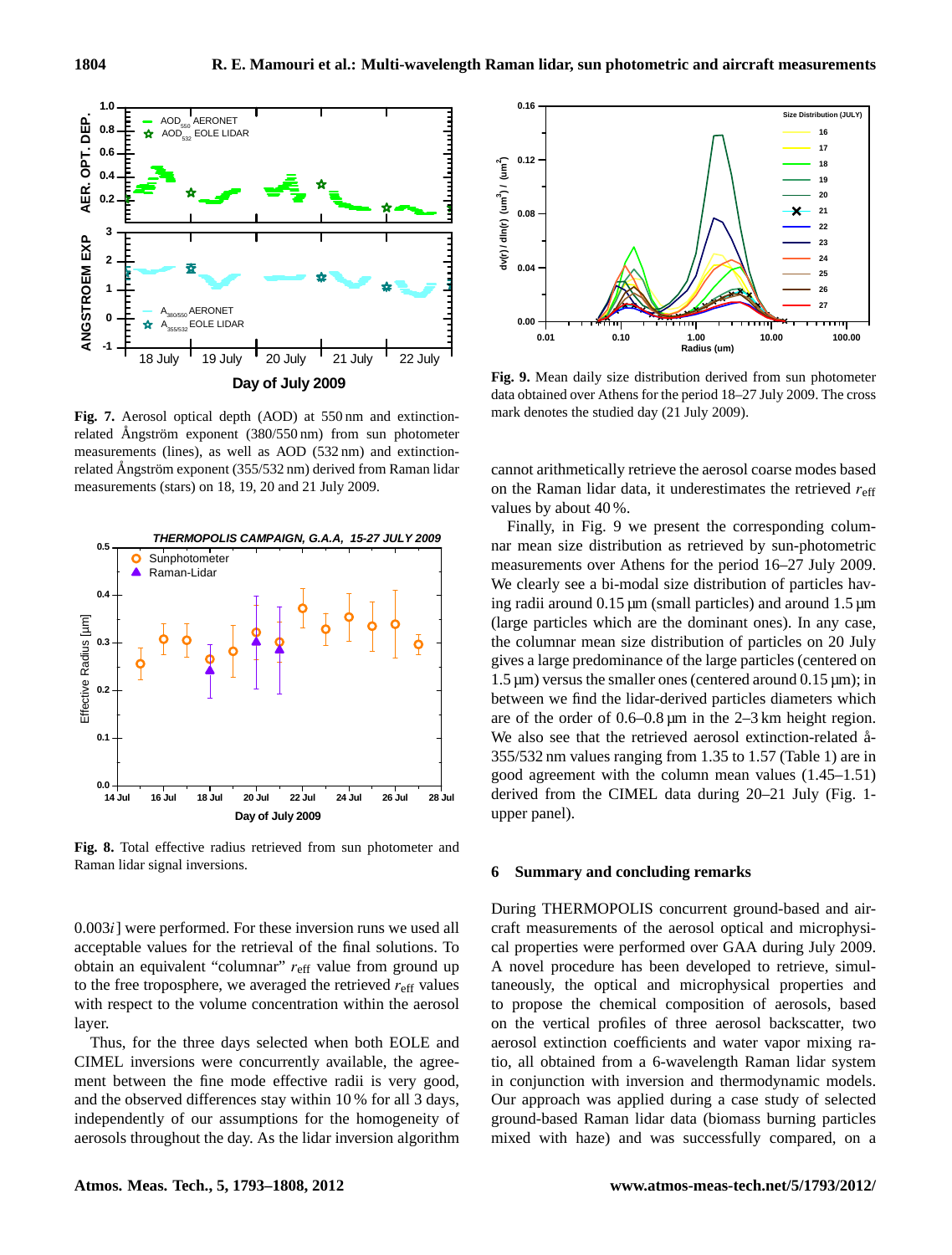Fig. 7. Aerosol optical depth (AOD) at 550 nm and extinction-related Ångström exponent (380/550 nm) from sun photometer measurements (lines), as well as AOD (532 nm) and extinction-related Ångström exponent (355/532 nm) derived from Raman lidar measurements (stars) on 18, 19, 20 and 21 July 2009.

Fig. 8. Total effective radius retrieved from sun photometer and Raman lidar signal inversions.

Fig. 9. Mean daily size distribution derived from sun photometer data obtained over Athens for the period 18–27 July 2009. The cross mark denotes the studied day (21 July 2009).

0.003$i$] were performed. For these inversion runs we used all acceptable values for the retrieval of the final solutions. To obtain an equivalent "columnar" $r_{\mathrm{eff}}$ value from ground up to the free troposphere, we averaged the retrieved $r_{\mathrm{eff}}$ values with respect to the volume concentration within the aerosol layer.

Thus, for the three days selected when both EOLE and CIMEL inversions were concurrently available, the agreement between the fine mode effective radii is very good, and the observed differences stay within 10 % for all 3 days, independently of our assumptions for the homogeneity of aerosols throughout the day. As the lidar inversion algorithm cannot arithmetically retrieve the aerosol coarse modes based on the Raman lidar data, it underestimates the retrieved $r_{\mathrm{eff}}$ values by about 40 %.

Finally, in Fig. 9 we present the corresponding columnar mean size distribution as retrieved by sun-photometric measurements over Athens for the period 16–27 July 2009. We clearly see a bi-modal size distribution of particles having radii around 0.15 µm (small particles) and around 1.5 µm (large particles which are the dominant ones). In any case, the columnar mean size distribution of particles on 20 July gives a large predominance of the large particles (centered on 1.5 µm) versus the smaller ones (centered around 0.15 µm); in between we find the lidar-derived particles diameters which are of the order of 0.6–0.8 µm in the 2–3 km height region. We also see that the retrieved aerosol extinction-related å-355/532 nm values ranging from 1.35 to 1.57 (Table 1) are in good agreement with the column mean values (1.45–1.51) derived from the CIMEL data during 20–21 July (Fig. 1-upper panel).

## 6 Summary and concluding remarks

During THERMOPOLIS concurrent ground-based and aircraft measurements of the aerosol optical and microphysical properties were performed over GAA during July 2009. A novel procedure has been developed to retrieve, simultaneously, the optical and microphysical properties and to propose the chemical composition of aerosols, based on the vertical profiles of three aerosol backscatter, two aerosol extinction coefficients and water vapor mixing ratio, all obtained from a 6-wavelength Raman lidar system in conjunction with inversion and thermodynamic models. Our approach was applied during a case study of selected ground-based Raman lidar data (biomass burning particles mixed with haze) and was successfully compared, on a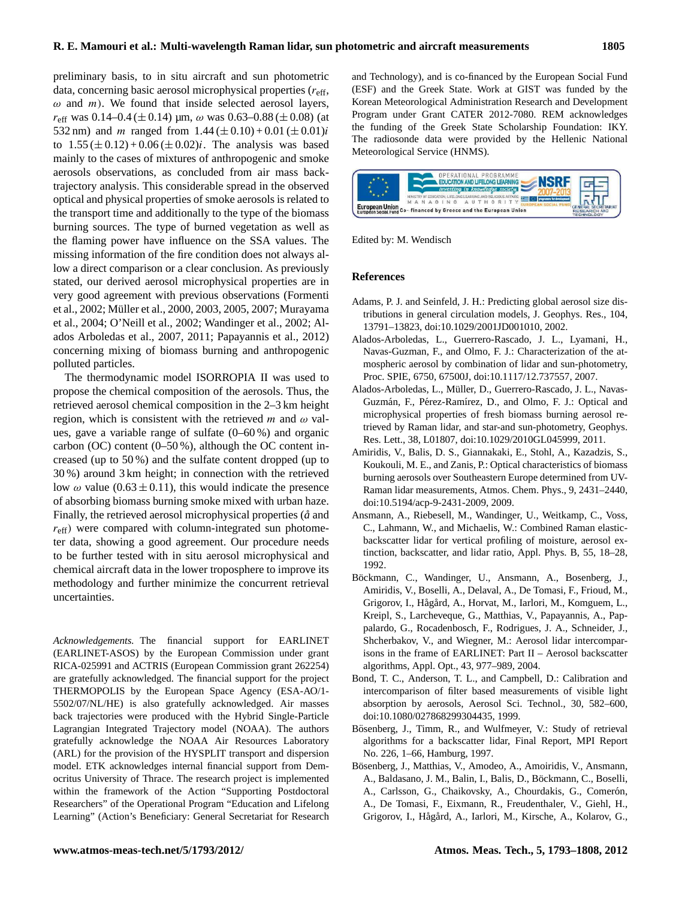preliminary basis, to in situ aircraft and sun photometric data, concerning basic aerosol microphysical properties ($r_{eff}$, $\omega$ and $m$). We found that inside selected aerosol layers, $r_{eff}$ was 0.14–0.4 ($\pm$ 0.14) µm, $\omega$ was 0.63–0.88 ($\pm$ 0.08) (at 532 nm) and $m$ ranged from $1.44 (\pm 0.10) + 0.01 (\pm 0.01)i$ to $1.55 (\pm 0.12) + 0.06 (\pm 0.02)i$. The analysis was based mainly to the cases of mixtures of anthropogenic and smoke aerosols observations, as concluded from air mass back-trajectory analysis. This considerable spread in the observed optical and physical properties of smoke aerosols is related to the transport time and additionally to the type of the biomass burning sources. The type of burned vegetation as well as the flaming power have influence on the SSA values. The missing information of the fire condition does not always allow a direct comparison or a clear conclusion. As previously stated, our derived aerosol microphysical properties are in very good agreement with previous observations (Formenti et al., 2002; Müller et al., 2000, 2003, 2005, 2007; Murayama et al., 2004; O'Neill et al., 2002; Wandinger et al., 2002; Alados Arboledas et al., 2007, 2011; Papayannis et al., 2012) concerning mixing of biomass burning and anthropogenic polluted particles.

The thermodynamic model ISORROPIA II was used to propose the chemical composition of the aerosols. Thus, the retrieved aerosol chemical composition in the 2–3 km height region, which is consistent with the retrieved $m$ and $\omega$ values, gave a variable range of sulfate (0–60 %) and organic carbon (OC) content (0–50 %), although the OC content increased (up to 50 %) and the sulfate content dropped (up to 30 %) around 3 km height; in connection with the retrieved low $\omega$ value ($0.63 \pm 0.11$), this would indicate the presence of absorbing biomass burning smoke mixed with urban haze. Finally, the retrieved aerosol microphysical properties ($\mathring{a}$ and $r_{eff}$) were compared with column-integrated sun photometer data, showing a good agreement. Our procedure needs to be further tested with in situ aerosol microphysical and chemical aircraft data in the lower troposphere to improve its methodology and further minimize the concurrent retrieval uncertainties.

*Acknowledgements.* The financial support for EARLINET (EARLINET-ASOS) by the European Commission under grant RICA-025991 and ACTRIS (European Commission grant 262254) are gratefully acknowledged. The financial support for the project THERMOPOLIS by the European Space Agency (ESA-AO/1-5502/07/NL/HE) is also gratefully acknowledged. Air masses back trajectories were produced with the Hybrid Single-Particle Lagrangian Integrated Trajectory model (NOAA). The authors gratefully acknowledge the NOAA Air Resources Laboratory (ARL) for the provision of the HYSPLIT transport and dispersion model. ETK acknowledges internal financial support from Democritus University of Thrace. The research project is implemented within the framework of the Action "Supporting Postdoctoral Researchers" of the Operational Program "Education and Lifelong Learning" (Action's Beneficiary: General Secretariat for Research and Technology), and is co-financed by the European Social Fund (ESF) and the Greek State. Work at GIST was funded by the Korean Meteorological Administration Research and Development Program under Grant CATER 2012-7080. REM acknowledges the funding of the Greek State Scholarship Foundation: IKY. The radiosonde data were provided by the Hellenic National Meteorological Service (HNMS).

Edited by: M. Wendisch

## References

Adams, P. J. and Seinfeld, J. H.: Predicting global aerosol size distributions in general circulation models, J. Geophys. Res., 104, 13791–13823, doi:10.1029/2001JD001010, 2002.

Alados-Arboledas, L., Guerrero-Rascado, J. L., Lyamani, H., Navas-Guzman, F., and Olmo, F. J.: Characterization of the atmospheric aerosol by combination of lidar and sun-photometry, Proc. SPIE, 6750, 67500J, doi:10.1117/12.737557, 2007.

Alados-Arboledas, L., Müller, D., Guerrero-Rascado, J. L., Navas-Guzmán, F., Pérez-Ramírez, D., and Olmo, F. J.: Optical and microphysical properties of fresh biomass burning aerosol retrieved by Raman lidar, and star-and sun-photometry, Geophys. Res. Lett., 38, L01807, doi:10.1029/2010GL045999, 2011.

Amiridis, V., Balis, D. S., Giannakaki, E., Stohl, A., Kazadzis, S., Koukouli, M. E., and Zanis, P.: Optical characteristics of biomass burning aerosols over Southeastern Europe determined from UV-Raman lidar measurements, Atmos. Chem. Phys., 9, 2431–2440, doi:10.5194/acp-9-2431-2009, 2009.

Ansmann, A., Riebesell, M., Wandinger, U., Weitkamp, C., Voss, C., Lahmann, W., and Michaelis, W.: Combined Raman elastic-backscatter lidar for vertical profiling of moisture, aerosol extinction, backscatter, and lidar ratio, Appl. Phys. B, 55, 18–28, 1992.

Böckmann, C., Wandinger, U., Ansmann, A., Bosenberg, J., Amiridis, V., Boselli, A., Delaval, A., De Tomasi, F., Frioud, M., Grigorov, I., Hågård, A., Horvat, M., Iarlori, M., Komguem, L., Kreipl, S., Larcheveque, G., Matthias, V., Papayannis, A., Pappalardo, G., Rocadenbosch, F., Rodrigues, J. A., Schneider, J., Shcherbakov, V., and Wiegner, M.: Aerosol lidar intercomparisons in the frame of EARLINET: Part II – Aerosol backscatter algorithms, Appl. Opt., 43, 977–989, 2004.

Bond, T. C., Anderson, T. L., and Campbell, D.: Calibration and intercomparison of filter based measurements of visible light absorption by aerosols, Aerosol Sci. Technol., 30, 582–600, doi:10.1080/027868299304435, 1999.

Bösenberg, J., Timm, R., and Wulfmeyer, V.: Study of retrieval algorithms for a backscatter lidar, Final Report, MPI Report No. 226, 1–66, Hamburg, 1997.

Bösenberg, J., Matthias, V., Amodeo, A., Amoiridis, V., Ansmann, A., Baldasano, J. M., Balin, I., Balis, D., Böckmann, C., Boselli, A., Carlsson, G., Chaikovsky, A., Chourdakis, G., Comerón, A., De Tomasi, F., Eixmann, R., Freudenthaler, V., Giehl, H., Grigorov, I., Hågård, A., Iarlori, M., Kirsche, A., Kolarov, G.,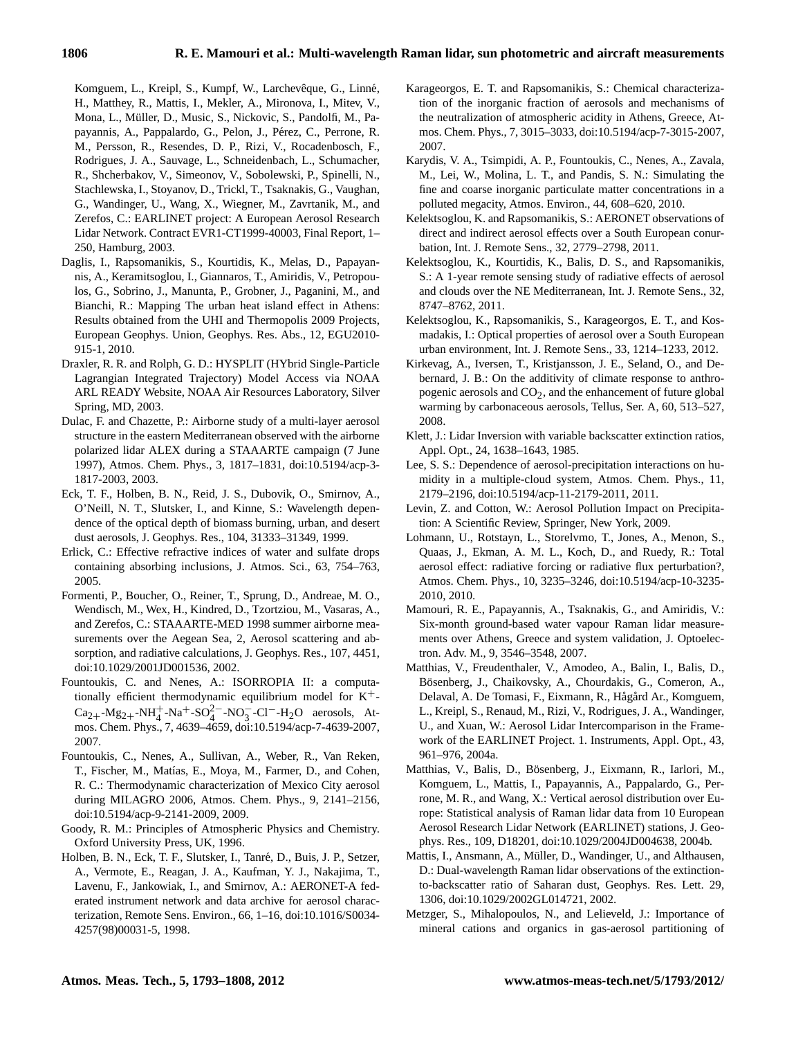Komguem, L., Kreipl, S., Kumpf, W., Larchevêque, G., Linné, H., Matthey, R., Mattis, I., Mekler, A., Mironova, I., Mitev, V., Mona, L., Müller, D., Music, S., Nickovic, S., Pandolfi, M., Papayannis, A., Pappalardo, G., Pelon, J., Pérez, C., Perrone, R. M., Persson, R., Resendes, D. P., Rizi, V., Rocadenbosch, F., Rodrigues, J. A., Sauvage, L., Schneidenbach, L., Schumacher, R., Shcherbakov, V., Simeonov, V., Sobolewski, P., Spinelli, N., Stachlewska, I., Stoyanov, D., Trickl, T., Tsaknakis, G., Vaughan, G., Wandinger, U., Wang, X., Wiegner, M., Zavrtanik, M., and Zerefos, C.: EARLINET project: A European Aerosol Research Lidar Network. Contract EVR1-CT1999-40003, Final Report, 1–250, Hamburg, 2003.

Daglis, I., Rapsomanikis, S., Kourtidis, K., Melas, D., Papayannis, A., Keramitsoglou, I., Giannaros, T., Amiridis, V., Petropoulos, G., Sobrino, J., Manunta, P., Grobner, J., Paganini, M., and Bianchi, R.: Mapping The urban heat island effect in Athens: Results obtained from the UHI and Thermopolis 2009 Projects, European Geophys. Union, Geophys. Res. Abs., 12, EGU2010-915-1, 2010.

Draxler, R. R. and Rolph, G. D.: HYSPLIT (HYbrid Single-Particle Lagrangian Integrated Trajectory) Model Access via NOAA ARL READY Website, NOAA Air Resources Laboratory, Silver Spring, MD, 2003.

Dulac, F. and Chazette, P.: Airborne study of a multi-layer aerosol structure in the eastern Mediterranean observed with the airborne polarized lidar ALEX during a STAAARTE campaign (7 June 1997), Atmos. Chem. Phys., 3, 1817–1831, doi:10.5194/acp-3-1817-2003, 2003.

Eck, T. F., Holben, B. N., Reid, J. S., Dubovik, O., Smirnov, A., O'Neill, N. T., Slutsker, I., and Kinne, S.: Wavelength dependence of the optical depth of biomass burning, urban, and desert dust aerosols, J. Geophys. Res., 104, 31333–31349, 1999.

Erlick, C.: Effective refractive indices of water and sulfate drops containing absorbing inclusions, J. Atmos. Sci., 63, 754–763, 2005.

Formenti, P., Boucher, O., Reiner, T., Sprung, D., Andreae, M. O., Wendisch, M., Wex, H., Kindred, D., Tzortziou, M., Vasaras, A., and Zerefos, C.: STAAARTE-MED 1998 summer airborne measurements over the Aegean Sea, 2, Aerosol scattering and absorption, and radiative calculations, J. Geophys. Res., 107, 4451, doi:10.1029/2001JD001536, 2002.

Fountoukis, C. and Nenes, A.: ISORROPIA II: a computationally efficient thermodynamic equilibrium model for $K^+$-$Ca_{2+}$-$Mg_{2+}$-$NH_4^+$-$Na^+$-$SO_4^{2-}$-$NO_3^-$-$Cl^-$-$H_2O$ aerosols, Atmos. Chem. Phys., 7, 4639–4659, doi:10.5194/acp-7-4639-2007, 2007.

Fountoukis, C., Nenes, A., Sullivan, A., Weber, R., Van Reken, T., Fischer, M., Matías, E., Moya, M., Farmer, D., and Cohen, R. C.: Thermodynamic characterization of Mexico City aerosol during MILAGRO 2006, Atmos. Chem. Phys., 9, 2141–2156, doi:10.5194/acp-9-2141-2009, 2009.

Goody, R. M.: Principles of Atmospheric Physics and Chemistry. Oxford University Press, UK, 1996.

Holben, B. N., Eck, T. F., Slutsker, I., Tanré, D., Buis, J. P., Setzer, A., Vermote, E., Reagan, J. A., Kaufman, Y. J., Nakajima, T., Lavenu, F., Jankowiak, I., and Smirnov, A.: AERONET-A federated instrument network and data archive for aerosol characterization, Remote Sens. Environ., 66, 1–16, doi:10.1016/S0034-4257(98)00031-5, 1998.

Karageorgos, E. T. and Rapsomanikis, S.: Chemical characterization of the inorganic fraction of aerosols and mechanisms of the neutralization of atmospheric acidity in Athens, Greece, Atmos. Chem. Phys., 7, 3015–3033, doi:10.5194/acp-7-3015-2007, 2007.

Karydis, V. A., Tsimpidi, A. P., Fountoukis, C., Nenes, A., Zavala, M., Lei, W., Molina, L. T., and Pandis, S. N.: Simulating the fine and coarse inorganic particulate matter concentrations in a polluted megacity, Atmos. Environ., 44, 608–620, 2010.

Kelektsoglou, K. and Rapsomanikis, S.: AERONET observations of direct and indirect aerosol effects over a South European conurbation, Int. J. Remote Sens., 32, 2779–2798, 2011.

Kelektsoglou, K., Kourtidis, K., Balis, D. S., and Rapsomanikis, S.: A 1-year remote sensing study of radiative effects of aerosol and clouds over the NE Mediterranean, Int. J. Remote Sens., 32, 8747–8762, 2011.

Kelektsoglou, K., Rapsomanikis, S., Karageorgos, E. T., and Kosmadakis, I.: Optical properties of aerosol over a South European urban environment, Int. J. Remote Sens., 33, 1214–1233, 2012.

Kirkevag, A., Iversen, T., Kristjansson, J. E., Seland, O., and Debernard, J. B.: On the additivity of climate response to anthropogenic aerosols and $CO_2$, and the enhancement of future global warming by carbonaceous aerosols, Tellus, Ser. A, 60, 513–527, 2008.

Klett, J.: Lidar Inversion with variable backscatter extinction ratios, Appl. Opt., 24, 1638–1643, 1985.

Lee, S. S.: Dependence of aerosol-precipitation interactions on humidity in a multiple-cloud system, Atmos. Chem. Phys., 11, 2179–2196, doi:10.5194/acp-11-2179-2011, 2011.

Levin, Z. and Cotton, W.: Aerosol Pollution Impact on Precipitation: A Scientific Review, Springer, New York, 2009.

Lohmann, U., Rotstayn, L., Storelvmo, T., Jones, A., Menon, S., Quaas, J., Ekman, A. M. L., Koch, D., and Ruedy, R.: Total aerosol effect: radiative forcing or radiative flux perturbation?, Atmos. Chem. Phys., 10, 3235–3246, doi:10.5194/acp-10-3235-2010, 2010.

Mamouri, R. E., Papayannis, A., Tsaknakis, G., and Amiridis, V.: Six-month ground-based water vapour Raman lidar measurements over Athens, Greece and system validation, J. Optoelectron. Adv. M., 9, 3546–3548, 2007.

Matthias, V., Freudenthaler, V., Amodeo, A., Balin, I., Balis, D., Bösenberg, J., Chaikovsky, A., Chourdakis, G., Comeron, A., Delaval, A. De Tomasi, F., Eixmann, R., Hågård Ar., Komguem, L., Kreipl, S., Renaud, M., Rizi, V., Rodrigues, J. A., Wandinger, U., and Xuan, W.: Aerosol Lidar Intercomparison in the Framework of the EARLINET Project. 1. Instruments, Appl. Opt., 43, 961–976, 2004a.

Matthias, V., Balis, D., Bösenberg, J., Eixmann, R., Iarlori, M., Komguem, L., Mattis, I., Papayannis, A., Pappalardo, G., Perrone, M. R., and Wang, X.: Vertical aerosol distribution over Europe: Statistical analysis of Raman lidar data from 10 European Aerosol Research Lidar Network (EARLINET) stations, J. Geophys. Res., 109, D18201, doi:10.1029/2004JD004638, 2004b.

Mattis, I., Ansmann, A., Müller, D., Wandinger, U., and Althausen, D.: Dual-wavelength Raman lidar observations of the extinction-to-backscatter ratio of Saharan dust, Geophys. Res. Lett. 29, 1306, doi:10.1029/2002GL014721, 2002.

Metzger, S., Mihalopoulos, N., and Lelieveld, J.: Importance of mineral cations and organics in gas-aerosol partitioning of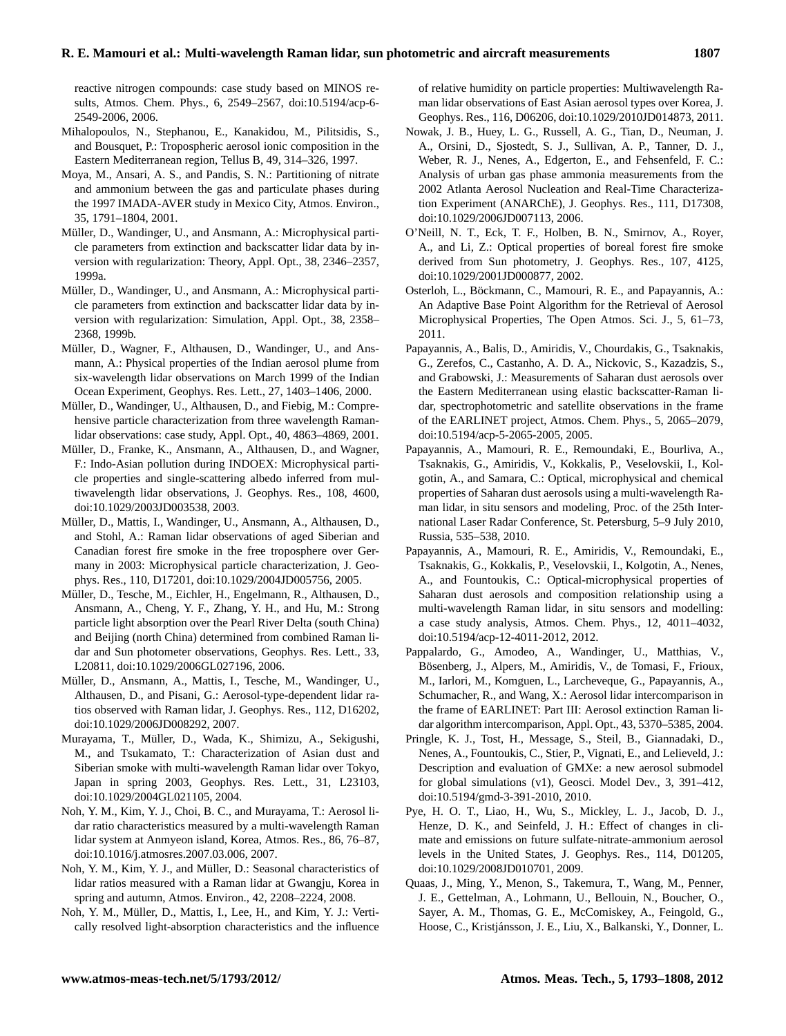reactive nitrogen compounds: case study based on MINOS results, Atmos. Chem. Phys., 6, 2549–2567, doi:10.5194/acp-6-2549-2006, 2006.

Mihalopoulos, N., Stephanou, E., Kanakidou, M., Pilitsidis, S., and Bousquet, P.: Tropospheric aerosol ionic composition in the Eastern Mediterranean region, Tellus B, 49, 314–326, 1997.

Moya, M., Ansari, A. S., and Pandis, S. N.: Partitioning of nitrate and ammonium between the gas and particulate phases during the 1997 IMADA-AVER study in Mexico City, Atmos. Environ., 35, 1791–1804, 2001.

Müller, D., Wandinger, U., and Ansmann, A.: Microphysical particle parameters from extinction and backscatter lidar data by inversion with regularization: Theory, Appl. Opt., 38, 2346–2357, 1999a.

Müller, D., Wandinger, U., and Ansmann, A.: Microphysical particle parameters from extinction and backscatter lidar data by inversion with regularization: Simulation, Appl. Opt., 38, 2358–2368, 1999b.

Müller, D., Wagner, F., Althausen, D., Wandinger, U., and Ansmann, A.: Physical properties of the Indian aerosol plume from six-wavelength lidar observations on March 1999 of the Indian Ocean Experiment, Geophys. Res. Lett., 27, 1403–1406, 2000.

Müller, D., Wandinger, U., Althausen, D., and Fiebig, M.: Comprehensive particle characterization from three wavelength Raman-lidar observations: case study, Appl. Opt., 40, 4863–4869, 2001.

Müller, D., Franke, K., Ansmann, A., Althausen, D., and Wagner, F.: Indo-Asian pollution during INDOEX: Microphysical particle properties and single-scattering albedo inferred from multiwavelength lidar observations, J. Geophys. Res., 108, 4600, doi:10.1029/2003JD003538, 2003.

Müller, D., Mattis, I., Wandinger, U., Ansmann, A., Althausen, D., and Stohl, A.: Raman lidar observations of aged Siberian and Canadian forest fire smoke in the free troposphere over Germany in 2003: Microphysical particle characterization, J. Geophys. Res., 110, D17201, doi:10.1029/2004JD005756, 2005.

Müller, D., Tesche, M., Eichler, H., Engelmann, R., Althausen, D., Ansmann, A., Cheng, Y. F., Zhang, Y. H., and Hu, M.: Strong particle light absorption over the Pearl River Delta (south China) and Beijing (north China) determined from combined Raman lidar and Sun photometer observations, Geophys. Res. Lett., 33, L20811, doi:10.1029/2006GL027196, 2006.

Müller, D., Ansmann, A., Mattis, I., Tesche, M., Wandinger, U., Althausen, D., and Pisani, G.: Aerosol-type-dependent lidar ratios observed with Raman lidar, J. Geophys. Res., 112, D16202, doi:10.1029/2006JD008292, 2007.

Murayama, T., Müller, D., Wada, K., Shimizu, A., Sekigushi, M., and Tsukamato, T.: Characterization of Asian dust and Siberian smoke with multi-wavelength Raman lidar over Tokyo, Japan in spring 2003, Geophys. Res. Lett., 31, L23103, doi:10.1029/2004GL021105, 2004.

Noh, Y. M., Kim, Y. J., Choi, B. C., and Murayama, T.: Aerosol lidar ratio characteristics measured by a multi-wavelength Raman lidar system at Anmyeon island, Korea, Atmos. Res., 86, 76–87, doi:10.1016/j.atmosres.2007.03.006, 2007.

Noh, Y. M., Kim, Y. J., and Müller, D.: Seasonal characteristics of lidar ratios measured with a Raman lidar at Gwangju, Korea in spring and autumn, Atmos. Environ., 42, 2208–2224, 2008.

Noh, Y. M., Müller, D., Mattis, I., Lee, H., and Kim, Y. J.: Vertically resolved light-absorption characteristics and the influence of relative humidity on particle properties: Multiwavelength Raman lidar observations of East Asian aerosol types over Korea, J. Geophys. Res., 116, D06206, doi:10.1029/2010JD014873, 2011.

Nowak, J. B., Huey, L. G., Russell, A. G., Tian, D., Neuman, J. A., Orsini, D., Sjostedt, S. J., Sullivan, A. P., Tanner, D. J., Weber, R. J., Nenes, A., Edgerton, E., and Fehsenfeld, F. C.: Analysis of urban gas phase ammonia measurements from the 2002 Atlanta Aerosol Nucleation and Real-Time Characterization Experiment (ANARChE), J. Geophys. Res., 111, D17308, doi:10.1029/2006JD007113, 2006.

O'Neill, N. T., Eck, T. F., Holben, B. N., Smirnov, A., Royer, A., and Li, Z.: Optical properties of boreal forest fire smoke derived from Sun photometry, J. Geophys. Res., 107, 4125, doi:10.1029/2001JD000877, 2002.

Osterloh, L., Böckmann, C., Mamouri, R. E., and Papayannis, A.: An Adaptive Base Point Algorithm for the Retrieval of Aerosol Microphysical Properties, The Open Atmos. Sci. J., 5, 61–73, 2011.

Papayannis, A., Balis, D., Amiridis, V., Chourdakis, G., Tsaknakis, G., Zerefos, C., Castanho, A. D. A., Nickovic, S., Kazadzis, S., and Grabowski, J.: Measurements of Saharan dust aerosols over the Eastern Mediterranean using elastic backscatter-Raman lidar, spectrophotometric and satellite observations in the frame of the EARLINET project, Atmos. Chem. Phys., 5, 2065–2079, doi:10.5194/acp-5-2065-2005, 2005.

Papayannis, A., Mamouri, R. E., Remoundaki, E., Bourliva, A., Tsaknakis, G., Amiridis, V., Kokkalis, P., Veselovskii, I., Kolgotin, A., and Samara, C.: Optical, microphysical and chemical properties of Saharan dust aerosols using a multi-wavelength Raman lidar, in situ sensors and modeling, Proc. of the 25th International Laser Radar Conference, St. Petersburg, 5–9 July 2010, Russia, 535–538, 2010.

Papayannis, A., Mamouri, R. E., Amiridis, V., Remoundaki, E., Tsaknakis, G., Kokkalis, P., Veselovskii, I., Kolgotin, A., Nenes, A., and Fountoukis, C.: Optical-microphysical properties of Saharan dust aerosols and composition relationship using a multi-wavelength Raman lidar, in situ sensors and modelling: a case study analysis, Atmos. Chem. Phys., 12, 4011–4032, doi:10.5194/acp-12-4011-2012, 2012.

Pappalardo, G., Amodeo, A., Wandinger, U., Matthias, V., Bösenberg, J., Alpers, M., Amiridis, V., de Tomasi, F., Frioux, M., Iarlori, M., Komguen, L., Larcheveque, G., Papayannis, A., Schumacher, R., and Wang, X.: Aerosol lidar intercomparison in the frame of EARLINET: Part III: Aerosol extinction Raman lidar algorithm intercomparison, Appl. Opt., 43, 5370–5385, 2004.

Pringle, K. J., Tost, H., Message, S., Steil, B., Giannadaki, D., Nenes, A., Fountoukis, C., Stier, P., Vignati, E., and Lelieveld, J.: Description and evaluation of GMXe: a new aerosol submodel for global simulations (v1), Geosci. Model Dev., 3, 391–412, doi:10.5194/gmd-3-391-2010, 2010.

Pye, H. O. T., Liao, H., Wu, S., Mickley, L. J., Jacob, D. J., Henze, D. K., and Seinfeld, J. H.: Effect of changes in climate and emissions on future sulfate-nitrate-ammonium aerosol levels in the United States, J. Geophys. Res., 114, D01205, doi:10.1029/2008JD010701, 2009.

Quaas, J., Ming, Y., Menon, S., Takemura, T., Wang, M., Penner, J. E., Gettelman, A., Lohmann, U., Bellouin, N., Boucher, O., Sayer, A. M., Thomas, G. E., McComiskey, A., Feingold, G., Hoose, C., Kristjánsson, J. E., Liu, X., Balkanski, Y., Donner, L.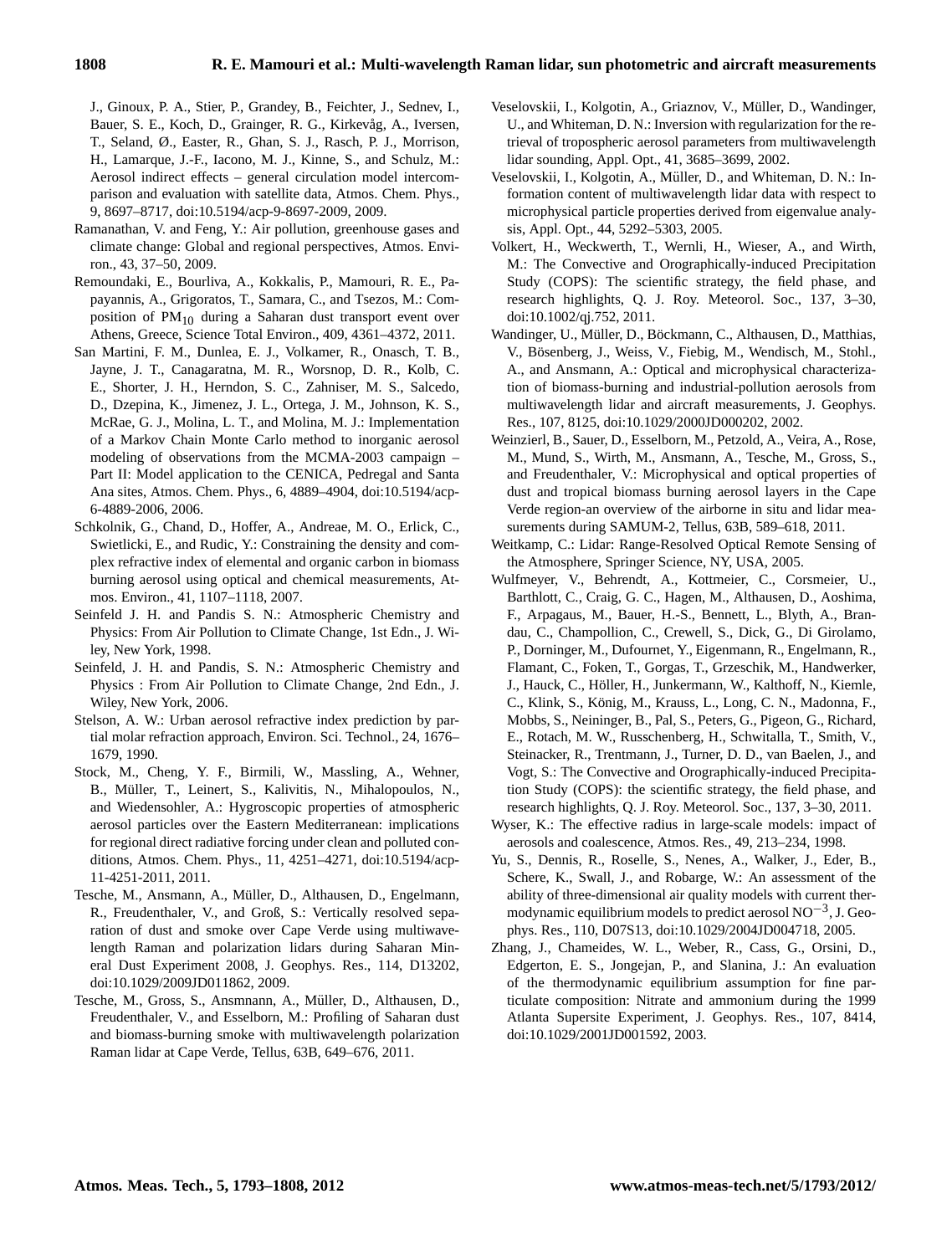J., Ginoux, P. A., Stier, P., Grandey, B., Feichter, J., Sednev, I., Bauer, S. E., Koch, D., Grainger, R. G., Kirkevåg, A., Iversen, T., Seland, Ø., Easter, R., Ghan, S. J., Rasch, P. J., Morrison, H., Lamarque, J.-F., Iacono, M. J., Kinne, S., and Schulz, M.: Aerosol indirect effects – general circulation model intercomparison and evaluation with satellite data, Atmos. Chem. Phys., 9, 8697–8717, doi:10.5194/acp-9-8697-2009, 2009.

Ramanathan, V. and Feng, Y.: Air pollution, greenhouse gases and climate change: Global and regional perspectives, Atmos. Environ., 43, 37–50, 2009.

Remoundaki, E., Bourliva, A., Kokkalis, P., Mamouri, R. E., Papayannis, A., Grigoratos, T., Samara, C., and Tsezos, M.: Composition of $PM_{10}$ during a Saharan dust transport event over Athens, Greece, Science Total Environ., 409, 4361–4372, 2011.

San Martini, F. M., Dunlea, E. J., Volkamer, R., Onasch, T. B., Jayne, J. T., Canagaratna, M. R., Worsnop, D. R., Kolb, C. E., Shorter, J. H., Herndon, S. C., Zahniser, M. S., Salcedo, D., Dzepina, K., Jimenez, J. L., Ortega, J. M., Johnson, K. S., McRae, G. J., Molina, L. T., and Molina, M. J.: Implementation of a Markov Chain Monte Carlo method to inorganic aerosol modeling of observations from the MCMA-2003 campaign – Part II: Model application to the CENICA, Pedregal and Santa Ana sites, Atmos. Chem. Phys., 6, 4889–4904, doi:10.5194/acp-6-4889-2006, 2006.

Schkolnik, G., Chand, D., Hoffer, A., Andreae, M. O., Erlick, C., Swietlicki, E., and Rudic, Y.: Constraining the density and complex refractive index of elemental and organic carbon in biomass burning aerosol using optical and chemical measurements, Atmos. Environ., 41, 1107–1118, 2007.

Seinfeld J. H. and Pandis S. N.: Atmospheric Chemistry and Physics: From Air Pollution to Climate Change, 1st Edn., J. Wiley, New York, 1998.

Seinfeld, J. H. and Pandis, S. N.: Atmospheric Chemistry and Physics : From Air Pollution to Climate Change, 2nd Edn., J. Wiley, New York, 2006.

Stelson, A. W.: Urban aerosol refractive index prediction by partial molar refraction approach, Environ. Sci. Technol., 24, 1676–1679, 1990.

Stock, M., Cheng, Y. F., Birmili, W., Massling, A., Wehner, B., Müller, T., Leinert, S., Kalivitis, N., Mihalopoulos, N., and Wiedensohler, A.: Hygroscopic properties of atmospheric aerosol particles over the Eastern Mediterranean: implications for regional direct radiative forcing under clean and polluted conditions, Atmos. Chem. Phys., 11, 4251–4271, doi:10.5194/acp-11-4251-2011, 2011.

Tesche, M., Ansmann, A., Müller, D., Althausen, D., Engelmann, R., Freudenthaler, V., and Groß, S.: Vertically resolved separation of dust and smoke over Cape Verde using multiwavelength Raman and polarization lidars during Saharan Mineral Dust Experiment 2008, J. Geophys. Res., 114, D13202, doi:10.1029/2009JD011862, 2009.

Tesche, M., Gross, S., Ansmnann, A., Müller, D., Althausen, D., Freudenthaler, V., and Esselborn, M.: Profiling of Saharan dust and biomass-burning smoke with multiwavelength polarization Raman lidar at Cape Verde, Tellus, 63B, 649–676, 2011.

Veselovskii, I., Kolgotin, A., Griaznov, V., Müller, D., Wandinger, U., and Whiteman, D. N.: Inversion with regularization for the retrieval of tropospheric aerosol parameters from multiwavelength lidar sounding, Appl. Opt., 41, 3685–3699, 2002.

Veselovskii, I., Kolgotin, A., Müller, D., and Whiteman, D. N.: Information content of multiwavelength lidar data with respect to microphysical particle properties derived from eigenvalue analysis, Appl. Opt., 44, 5292–5303, 2005.

Volkert, H., Weckwerth, T., Wernli, H., Wieser, A., and Wirth, M.: The Convective and Orographically-induced Precipitation Study (COPS): The scientific strategy, the field phase, and research highlights, Q. J. Roy. Meteorol. Soc., 137, 3–30, doi:10.1002/qj.752, 2011.

Wandinger, U., Müller, D., Böckmann, C., Althausen, D., Matthias, V., Bösenberg, J., Weiss, V., Fiebig, M., Wendisch, M., Stohl., A., and Ansmann, A.: Optical and microphysical characterization of biomass-burning and industrial-pollution aerosols from multiwavelength lidar and aircraft measurements, J. Geophys. Res., 107, 8125, doi:10.1029/2000JD000202, 2002.

Weinzierl, B., Sauer, D., Esselborn, M., Petzold, A., Veira, A., Rose, M., Mund, S., Wirth, M., Ansmann, A., Tesche, M., Gross, S., and Freudenthaler, V.: Microphysical and optical properties of dust and tropical biomass burning aerosol layers in the Cape Verde region-an overview of the airborne in situ and lidar measurements during SAMUM-2, Tellus, 63B, 589–618, 2011.

Weitkamp, C.: Lidar: Range-Resolved Optical Remote Sensing of the Atmosphere, Springer Science, NY, USA, 2005.

Wulfmeyer, V., Behrendt, A., Kottmeier, C., Corsmeier, U., Barthlott, C., Craig, G. C., Hagen, M., Althausen, D., Aoshima, F., Arpagaus, M., Bauer, H.-S., Bennett, L., Blyth, A., Brandau, C., Champollion, C., Crewell, S., Dick, G., Di Girolamo, P., Dorninger, M., Dufournet, Y., Eigenmann, R., Engelmann, R., Flamant, C., Foken, T., Gorgas, T., Grzeschik, M., Handwerker, J., Hauck, C., Höller, H., Junkermann, W., Kalthoff, N., Kiemle, C., Klink, S., König, M., Krauss, L., Long, C. N., Madonna, F., Mobbs, S., Neininger, B., Pal, S., Peters, G., Pigeon, G., Richard, E., Rotach, M. W., Russchenberg, H., Schwitalla, T., Smith, V., Steinacker, R., Trentmann, J., Turner, D. D., van Baelen, J., and Vogt, S.: The Convective and Orographically-induced Precipitation Study (COPS): the scientific strategy, the field phase, and research highlights, Q. J. Roy. Meteorol. Soc., 137, 3–30, 2011.

Wyser, K.: The effective radius in large-scale models: impact of aerosols and coalescence, Atmos. Res., 49, 213–234, 1998.

Yu, S., Dennis, R., Roselle, S., Nenes, A., Walker, J., Eder, B., Schere, K., Swall, J., and Robarge, W.: An assessment of the ability of three-dimensional air quality models with current thermodynamic equilibrium models to predict aerosol $NO^{-3}$, J. Geophys. Res., 110, D07S13, doi:10.1029/2004JD004718, 2005.

Zhang, J., Chameides, W. L., Weber, R., Cass, G., Orsini, D., Edgerton, E. S., Jongejan, P., and Slanina, J.: An evaluation of the thermodynamic equilibrium assumption for fine particulate composition: Nitrate and ammonium during the 1999 Atlanta Supersite Experiment, J. Geophys. Res., 107, 8414, doi:10.1029/2001JD001592, 2003.